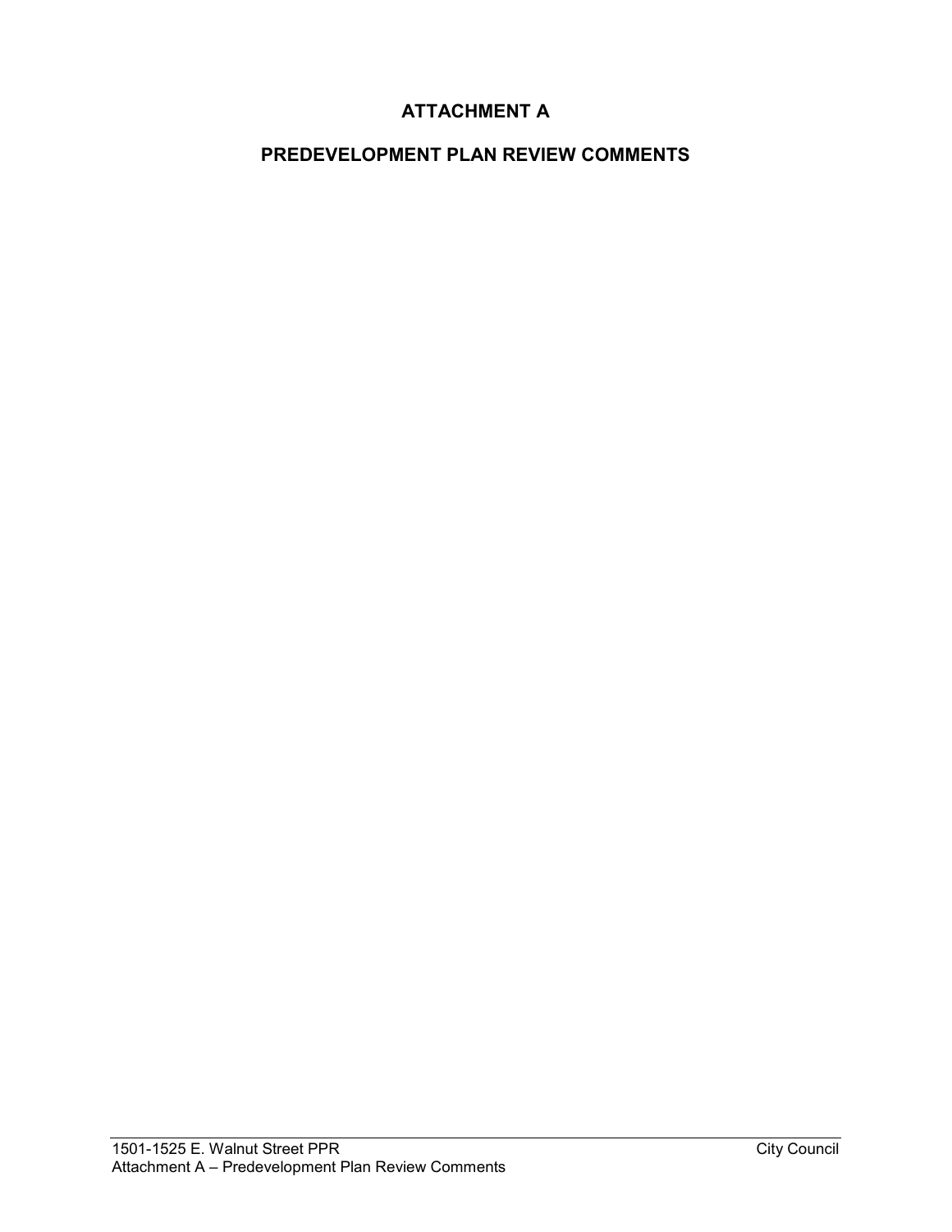# ATTACHMENT A

## PREDEVELOPMENT PLAN REVIEW COMMENTS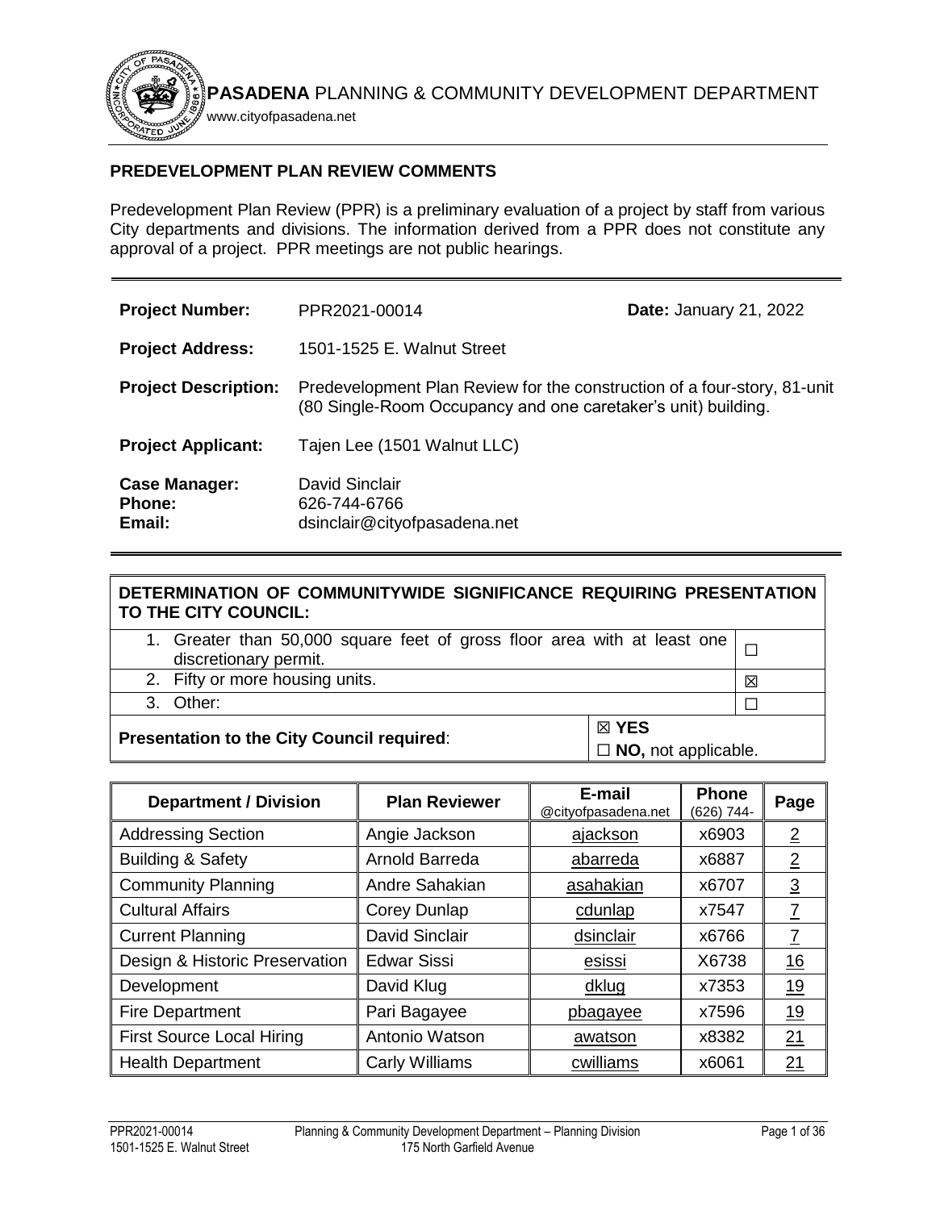**PASADENA** PLANNING & COMMUNITY DEVELOPMENT DEPARTMENT

www.cityofpasadena.net

## PREDEVELOPMENT PLAN REVIEW COMMENTS

Predevelopment Plan Review (PPR) is a preliminary evaluation of a project by staff from various City departments and divisions. The information derived from a PPR does not constitute any approval of a project. PPR meetings are not public hearings.

| | | |
|---|---|---|
| **Project Number:** | PPR2021-00014 | **Date:** January 21, 2022 |
| **Project Address:** | 1501-1525 E. Walnut Street | |
| **Project Description:** | Predevelopment Plan Review for the construction of a four-story, 81-unit (80 Single-Room Occupancy and one caretaker's unit) building. | |
| **Project Applicant:** | Tajen Lee (1501 Walnut LLC) | |
| **Case Manager:**<br>**Phone:**<br>**Email:** | David Sinclair<br>626-744-6766<br>dsinclair@cityofpasadena.net | |

| **DETERMINATION OF COMMUNITYWIDE SIGNIFICANCE REQUIRING PRESENTATION TO THE CITY COUNCIL:** | |
|---|---|
| 1. Greater than 50,000 square feet of gross floor area with at least one discretionary permit. | ☐ |
| 2. Fifty or more housing units. | ☒ |
| 3. Other: | ☐ |
| **Presentation to the City Council required**: | ☒ **YES**<br>☐ **NO,** not applicable. |

| Department / Division | Plan Reviewer | E-mail @cityofpasadena.net | Phone (626) 744- | Page |
|---|---|---|---|---|
| Addressing Section | Angie Jackson | ajackson | x6903 | 2 |
| Building & Safety | Arnold Barreda | abarreda | x6887 | 2 |
| Community Planning | Andre Sahakian | asahakian | x6707 | 3 |
| Cultural Affairs | Corey Dunlap | cdunlap | x7547 | 7 |
| Current Planning | David Sinclair | dsinclair | x6766 | 7 |
| Design & Historic Preservation | Edwar Sissi | esissi | X6738 | 16 |
| Development | David Klug | dklug | x7353 | 19 |
| Fire Department | Pari Bagayee | pbagayee | x7596 | 19 |
| First Source Local Hiring | Antonio Watson | awatson | x8382 | 21 |
| Health Department | Carly Williams | cwilliams | x6061 | 21 |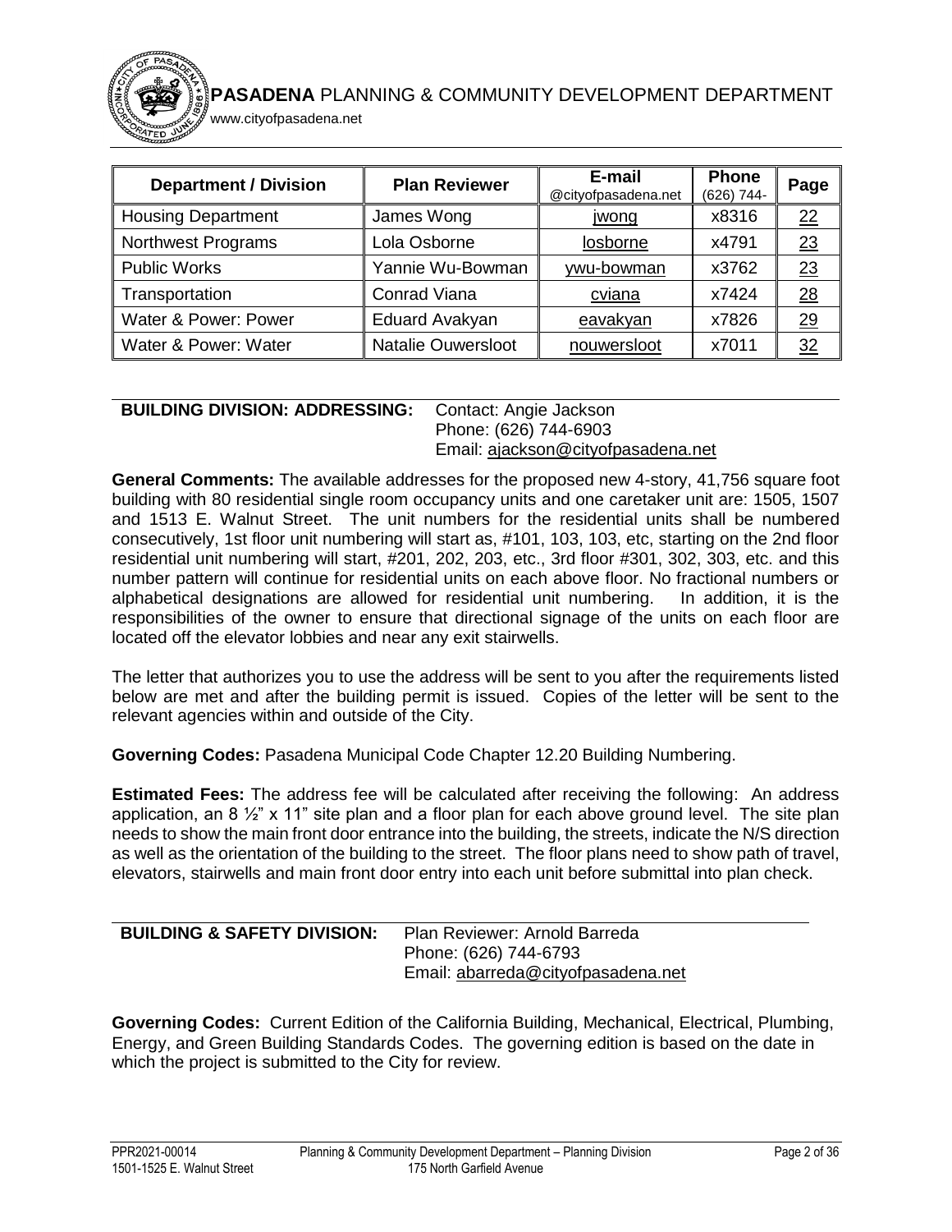| Department / Division | Plan Reviewer | E-mail @cityofpasadena.net | Phone (626) 744- | Page |
|---|---|---|---|---|
| Housing Department | James Wong | jwong | x8316 | 22 |
| Northwest Programs | Lola Osborne | losborne | x4791 | 23 |
| Public Works | Yannie Wu-Bowman | ywu-bowman | x3762 | 23 |
| Transportation | Conrad Viana | cviana | x7424 | 28 |
| Water & Power: Power | Eduard Avakyan | eavakyan | x7826 | 29 |
| Water & Power: Water | Natalie Ouwersloot | nouwersloot | x7011 | 32 |

**BUILDING DIVISION: ADDRESSING:** Contact: Angie Jackson
Phone: (626) 744-6903
Email: ajackson@cityofpasadena.net

**General Comments:** The available addresses for the proposed new 4-story, 41,756 square foot building with 80 residential single room occupancy units and one caretaker unit are: 1505, 1507 and 1513 E. Walnut Street. The unit numbers for the residential units shall be numbered consecutively, 1st floor unit numbering will start as, #101, 103, 103, etc, starting on the 2nd floor residential unit numbering will start, #201, 202, 203, etc., 3rd floor #301, 302, 303, etc. and this number pattern will continue for residential units on each above floor. No fractional numbers or alphabetical designations are allowed for residential unit numbering. In addition, it is the responsibilities of the owner to ensure that directional signage of the units on each floor are located off the elevator lobbies and near any exit stairwells.

The letter that authorizes you to use the address will be sent to you after the requirements listed below are met and after the building permit is issued. Copies of the letter will be sent to the relevant agencies within and outside of the City.

**Governing Codes:** Pasadena Municipal Code Chapter 12.20 Building Numbering.

**Estimated Fees:** The address fee will be calculated after receiving the following: An address application, an 8 ½" x 11" site plan and a floor plan for each above ground level. The site plan needs to show the main front door entrance into the building, the streets, indicate the N/S direction as well as the orientation of the building to the street. The floor plans need to show path of travel, elevators, stairwells and main front door entry into each unit before submittal into plan check.

**BUILDING & SAFETY DIVISION:** Plan Reviewer: Arnold Barreda
Phone: (626) 744-6793
Email: abarreda@cityofpasadena.net

**Governing Codes:** Current Edition of the California Building, Mechanical, Electrical, Plumbing, Energy, and Green Building Standards Codes. The governing edition is based on the date in which the project is submitted to the City for review.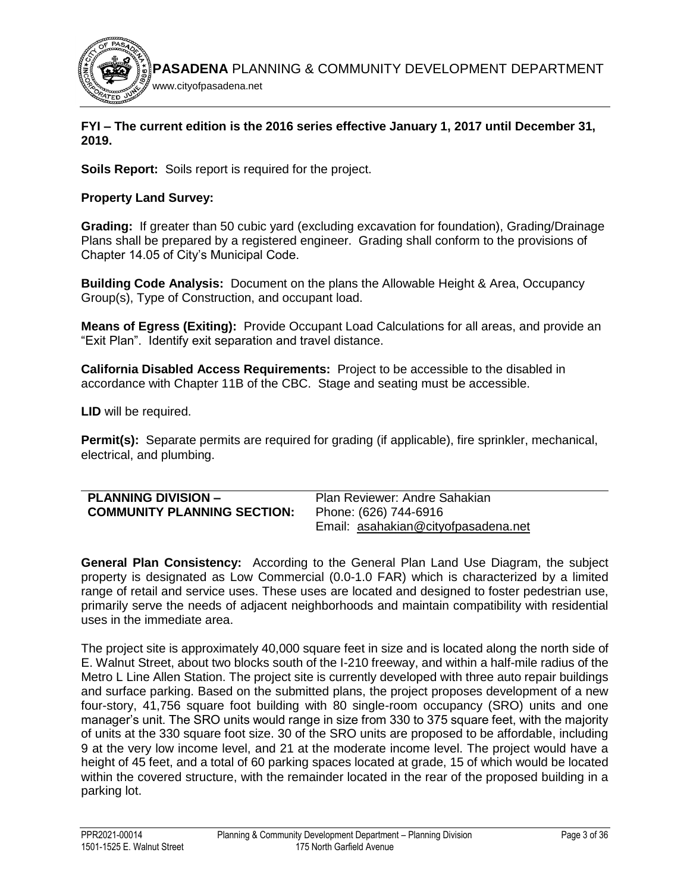**FYI – The current edition is the 2016 series effective January 1, 2017 until December 31, 2019.**

**Soils Report:** Soils report is required for the project.

**Property Land Survey:**

**Grading:** If greater than 50 cubic yard (excluding excavation for foundation), Grading/Drainage Plans shall be prepared by a registered engineer. Grading shall conform to the provisions of Chapter 14.05 of City's Municipal Code.

**Building Code Analysis:** Document on the plans the Allowable Height & Area, Occupancy Group(s), Type of Construction, and occupant load.

**Means of Egress (Exiting):** Provide Occupant Load Calculations for all areas, and provide an "Exit Plan". Identify exit separation and travel distance.

**California Disabled Access Requirements:** Project to be accessible to the disabled in accordance with Chapter 11B of the CBC. Stage and seating must be accessible.

**LID** will be required.

**Permit(s):** Separate permits are required for grading (if applicable), fire sprinkler, mechanical, electrical, and plumbing.

| **PLANNING DIVISION – COMMUNITY PLANNING SECTION:** | Plan Reviewer: Andre Sahakian<br>Phone: (626) 744-6916<br>Email: asahakian@cityofpasadena.net |
|---|---|

**General Plan Consistency:** According to the General Plan Land Use Diagram, the subject property is designated as Low Commercial (0.0-1.0 FAR) which is characterized by a limited range of retail and service uses. These uses are located and designed to foster pedestrian use, primarily serve the needs of adjacent neighborhoods and maintain compatibility with residential uses in the immediate area.

The project site is approximately 40,000 square feet in size and is located along the north side of E. Walnut Street, about two blocks south of the I-210 freeway, and within a half-mile radius of the Metro L Line Allen Station. The project site is currently developed with three auto repair buildings and surface parking. Based on the submitted plans, the project proposes development of a new four-story, 41,756 square foot building with 80 single-room occupancy (SRO) units and one manager's unit. The SRO units would range in size from 330 to 375 square feet, with the majority of units at the 330 square foot size. 30 of the SRO units are proposed to be affordable, including 9 at the very low income level, and 21 at the moderate income level. The project would have a height of 45 feet, and a total of 60 parking spaces located at grade, 15 of which would be located within the covered structure, with the remainder located in the rear of the proposed building in a parking lot.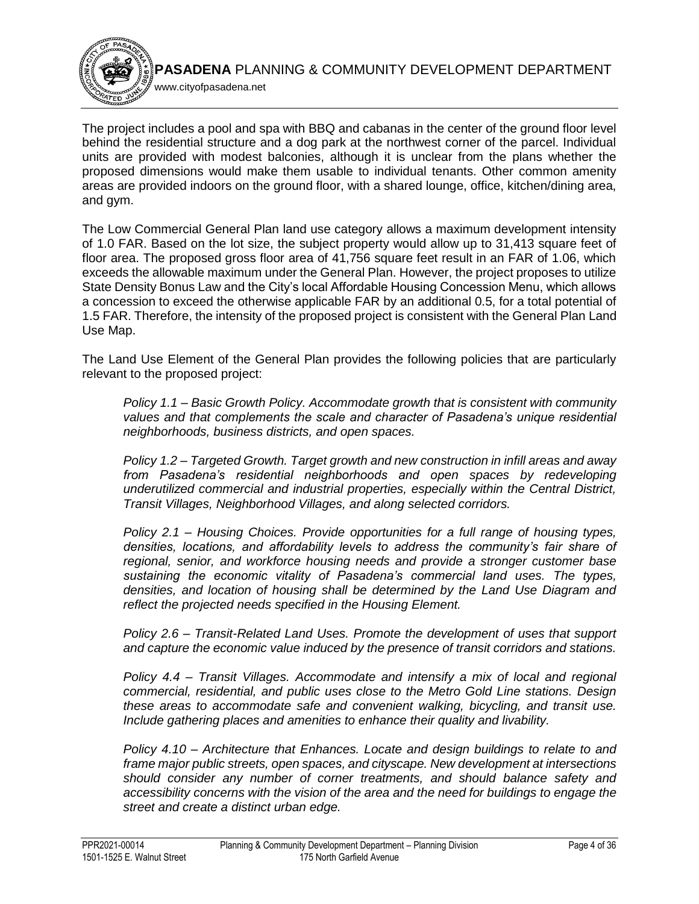The project includes a pool and spa with BBQ and cabanas in the center of the ground floor level behind the residential structure and a dog park at the northwest corner of the parcel. Individual units are provided with modest balconies, although it is unclear from the plans whether the proposed dimensions would make them usable to individual tenants. Other common amenity areas are provided indoors on the ground floor, with a shared lounge, office, kitchen/dining area, and gym.

The Low Commercial General Plan land use category allows a maximum development intensity of 1.0 FAR. Based on the lot size, the subject property would allow up to 31,413 square feet of floor area. The proposed gross floor area of 41,756 square feet result in an FAR of 1.06, which exceeds the allowable maximum under the General Plan. However, the project proposes to utilize State Density Bonus Law and the City's local Affordable Housing Concession Menu, which allows a concession to exceed the otherwise applicable FAR by an additional 0.5, for a total potential of 1.5 FAR. Therefore, the intensity of the proposed project is consistent with the General Plan Land Use Map.

The Land Use Element of the General Plan provides the following policies that are particularly relevant to the proposed project:

> *Policy 1.1 – Basic Growth Policy. Accommodate growth that is consistent with community values and that complements the scale and character of Pasadena's unique residential neighborhoods, business districts, and open spaces.*
>
> *Policy 1.2 – Targeted Growth. Target growth and new construction in infill areas and away from Pasadena's residential neighborhoods and open spaces by redeveloping underutilized commercial and industrial properties, especially within the Central District, Transit Villages, Neighborhood Villages, and along selected corridors.*
>
> *Policy 2.1 – Housing Choices. Provide opportunities for a full range of housing types, densities, locations, and affordability levels to address the community's fair share of regional, senior, and workforce housing needs and provide a stronger customer base sustaining the economic vitality of Pasadena's commercial land uses. The types, densities, and location of housing shall be determined by the Land Use Diagram and reflect the projected needs specified in the Housing Element.*
>
> *Policy 2.6 – Transit-Related Land Uses. Promote the development of uses that support and capture the economic value induced by the presence of transit corridors and stations.*
>
> *Policy 4.4 – Transit Villages. Accommodate and intensify a mix of local and regional commercial, residential, and public uses close to the Metro Gold Line stations. Design these areas to accommodate safe and convenient walking, bicycling, and transit use. Include gathering places and amenities to enhance their quality and livability.*
>
> *Policy 4.10 – Architecture that Enhances. Locate and design buildings to relate to and frame major public streets, open spaces, and cityscape. New development at intersections should consider any number of corner treatments, and should balance safety and accessibility concerns with the vision of the area and the need for buildings to engage the street and create a distinct urban edge.*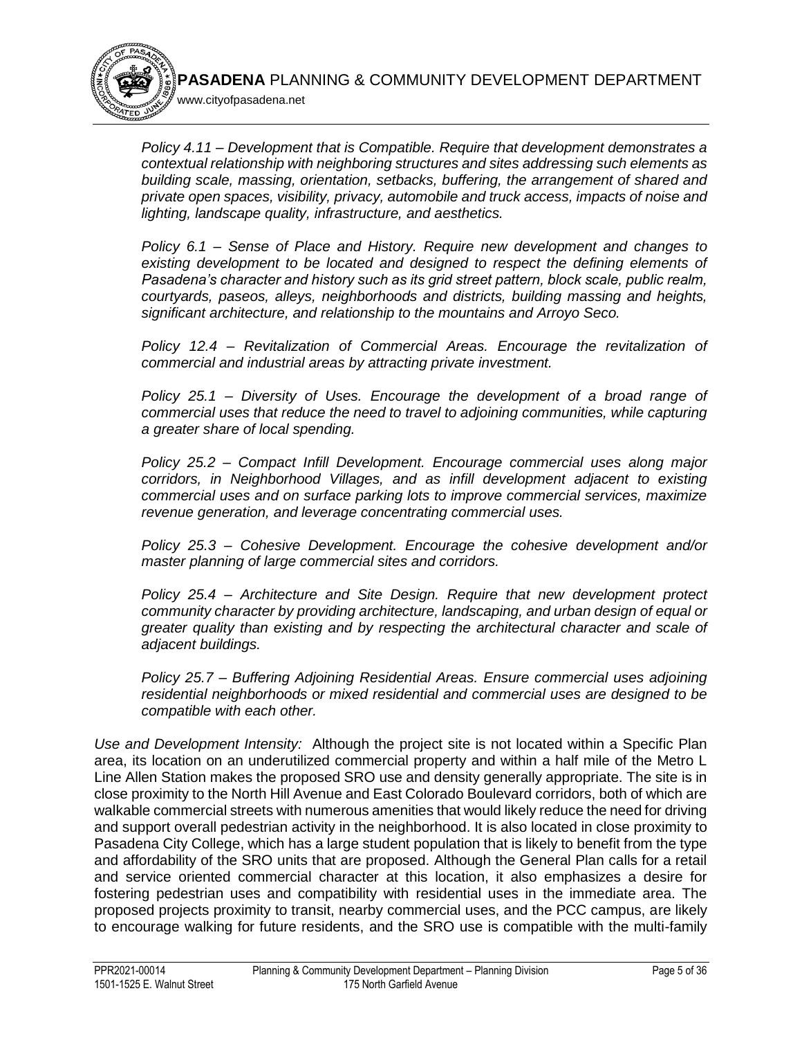*Policy 4.11 – Development that is Compatible. Require that development demonstrates a contextual relationship with neighboring structures and sites addressing such elements as building scale, massing, orientation, setbacks, buffering, the arrangement of shared and private open spaces, visibility, privacy, automobile and truck access, impacts of noise and lighting, landscape quality, infrastructure, and aesthetics.*

*Policy 6.1 – Sense of Place and History. Require new development and changes to existing development to be located and designed to respect the defining elements of Pasadena's character and history such as its grid street pattern, block scale, public realm, courtyards, paseos, alleys, neighborhoods and districts, building massing and heights, significant architecture, and relationship to the mountains and Arroyo Seco.*

*Policy 12.4 – Revitalization of Commercial Areas. Encourage the revitalization of commercial and industrial areas by attracting private investment.*

*Policy 25.1 – Diversity of Uses. Encourage the development of a broad range of commercial uses that reduce the need to travel to adjoining communities, while capturing a greater share of local spending.*

*Policy 25.2 – Compact Infill Development. Encourage commercial uses along major corridors, in Neighborhood Villages, and as infill development adjacent to existing commercial uses and on surface parking lots to improve commercial services, maximize revenue generation, and leverage concentrating commercial uses.*

*Policy 25.3 – Cohesive Development. Encourage the cohesive development and/or master planning of large commercial sites and corridors.*

*Policy 25.4 – Architecture and Site Design. Require that new development protect community character by providing architecture, landscaping, and urban design of equal or greater quality than existing and by respecting the architectural character and scale of adjacent buildings.*

*Policy 25.7 – Buffering Adjoining Residential Areas. Ensure commercial uses adjoining residential neighborhoods or mixed residential and commercial uses are designed to be compatible with each other.*

*Use and Development Intensity:* Although the project site is not located within a Specific Plan area, its location on an underutilized commercial property and within a half mile of the Metro L Line Allen Station makes the proposed SRO use and density generally appropriate. The site is in close proximity to the North Hill Avenue and East Colorado Boulevard corridors, both of which are walkable commercial streets with numerous amenities that would likely reduce the need for driving and support overall pedestrian activity in the neighborhood. It is also located in close proximity to Pasadena City College, which has a large student population that is likely to benefit from the type and affordability of the SRO units that are proposed. Although the General Plan calls for a retail and service oriented commercial character at this location, it also emphasizes a desire for fostering pedestrian uses and compatibility with residential uses in the immediate area. The proposed projects proximity to transit, nearby commercial uses, and the PCC campus, are likely to encourage walking for future residents, and the SRO use is compatible with the multi-family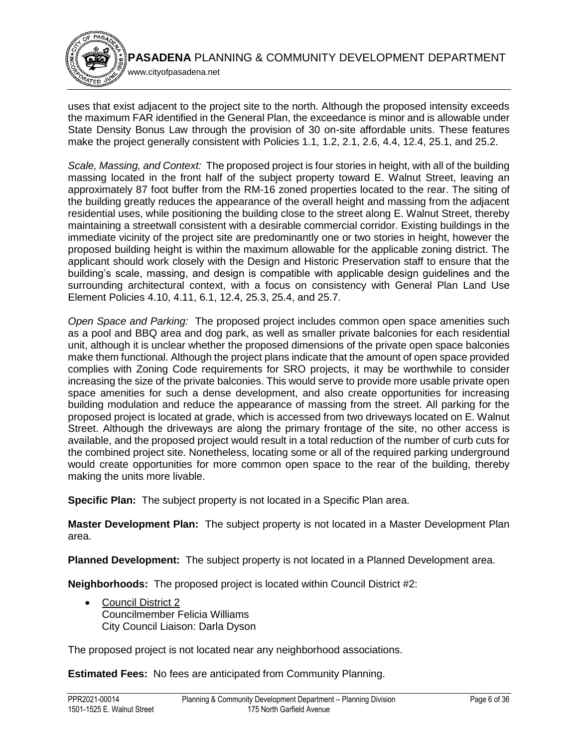uses that exist adjacent to the project site to the north. Although the proposed intensity exceeds the maximum FAR identified in the General Plan, the exceedance is minor and is allowable under State Density Bonus Law through the provision of 30 on-site affordable units. These features make the project generally consistent with Policies 1.1, 1.2, 2.1, 2.6, 4.4, 12.4, 25.1, and 25.2.

*Scale, Massing, and Context:* The proposed project is four stories in height, with all of the building massing located in the front half of the subject property toward E. Walnut Street, leaving an approximately 87 foot buffer from the RM-16 zoned properties located to the rear. The siting of the building greatly reduces the appearance of the overall height and massing from the adjacent residential uses, while positioning the building close to the street along E. Walnut Street, thereby maintaining a streetwall consistent with a desirable commercial corridor. Existing buildings in the immediate vicinity of the project site are predominantly one or two stories in height, however the proposed building height is within the maximum allowable for the applicable zoning district. The applicant should work closely with the Design and Historic Preservation staff to ensure that the building's scale, massing, and design is compatible with applicable design guidelines and the surrounding architectural context, with a focus on consistency with General Plan Land Use Element Policies 4.10, 4.11, 6.1, 12.4, 25.3, 25.4, and 25.7.

*Open Space and Parking:* The proposed project includes common open space amenities such as a pool and BBQ area and dog park, as well as smaller private balconies for each residential unit, although it is unclear whether the proposed dimensions of the private open space balconies make them functional. Although the project plans indicate that the amount of open space provided complies with Zoning Code requirements for SRO projects, it may be worthwhile to consider increasing the size of the private balconies. This would serve to provide more usable private open space amenities for such a dense development, and also create opportunities for increasing building modulation and reduce the appearance of massing from the street. All parking for the proposed project is located at grade, which is accessed from two driveways located on E. Walnut Street. Although the driveways are along the primary frontage of the site, no other access is available, and the proposed project would result in a total reduction of the number of curb cuts for the combined project site. Nonetheless, locating some or all of the required parking underground would create opportunities for more common open space to the rear of the building, thereby making the units more livable.

**Specific Plan:** The subject property is not located in a Specific Plan area.

**Master Development Plan:** The subject property is not located in a Master Development Plan area.

**Planned Development:** The subject property is not located in a Planned Development area.

**Neighborhoods:** The proposed project is located within Council District #2:

- Council District 2
  Councilmember Felicia Williams
  City Council Liaison: Darla Dyson

The proposed project is not located near any neighborhood associations.

**Estimated Fees:** No fees are anticipated from Community Planning.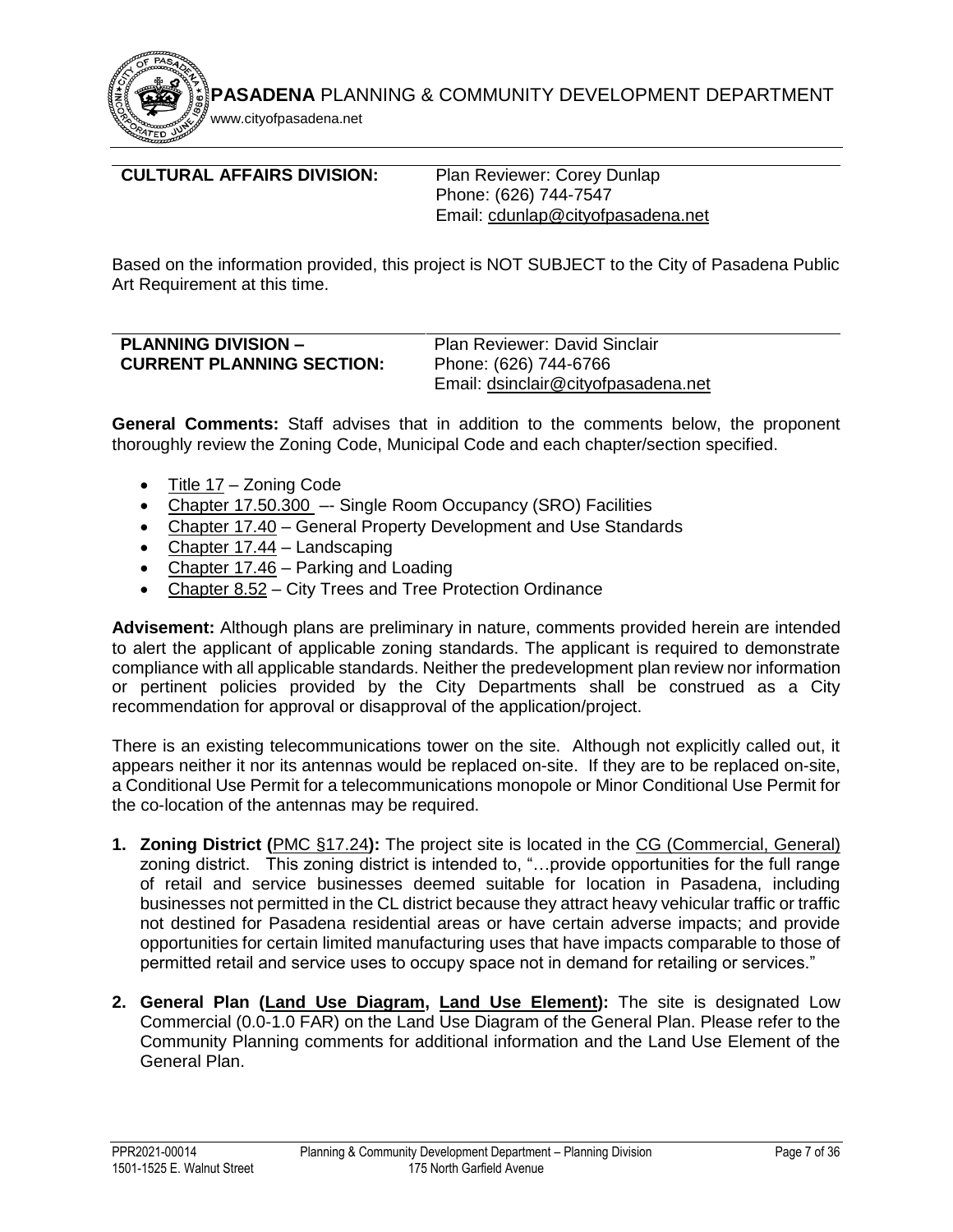**CULTURAL AFFAIRS DIVISION:** Plan Reviewer: Corey Dunlap
Phone: (626) 744-7547
Email: cdunlap@cityofpasadena.net

Based on the information provided, this project is NOT SUBJECT to the City of Pasadena Public Art Requirement at this time.

**PLANNING DIVISION – CURRENT PLANNING SECTION:** Plan Reviewer: David Sinclair
Phone: (626) 744-6766
Email: dsinclair@cityofpasadena.net

**General Comments:** Staff advises that in addition to the comments below, the proponent thoroughly review the Zoning Code, Municipal Code and each chapter/section specified.

- Title 17 – Zoning Code
- Chapter 17.50.300 –- Single Room Occupancy (SRO) Facilities
- Chapter 17.40 – General Property Development and Use Standards
- Chapter 17.44 – Landscaping
- Chapter 17.46 – Parking and Loading
- Chapter 8.52 – City Trees and Tree Protection Ordinance

**Advisement:** Although plans are preliminary in nature, comments provided herein are intended to alert the applicant of applicable zoning standards. The applicant is required to demonstrate compliance with all applicable standards. Neither the predevelopment plan review nor information or pertinent policies provided by the City Departments shall be construed as a City recommendation for approval or disapproval of the application/project.

There is an existing telecommunications tower on the site. Although not explicitly called out, it appears neither it nor its antennas would be replaced on-site. If they are to be replaced on-site, a Conditional Use Permit for a telecommunications monopole or Minor Conditional Use Permit for the co-location of the antennas may be required.

1. **Zoning District (PMC §17.24):** The project site is located in the CG (Commercial, General) zoning district. This zoning district is intended to, "…provide opportunities for the full range of retail and service businesses deemed suitable for location in Pasadena, including businesses not permitted in the CL district because they attract heavy vehicular traffic or traffic not destined for Pasadena residential areas or have certain adverse impacts; and provide opportunities for certain limited manufacturing uses that have impacts comparable to those of permitted retail and service uses to occupy space not in demand for retailing or services."

2. **General Plan (Land Use Diagram, Land Use Element):** The site is designated Low Commercial (0.0-1.0 FAR) on the Land Use Diagram of the General Plan. Please refer to the Community Planning comments for additional information and the Land Use Element of the General Plan.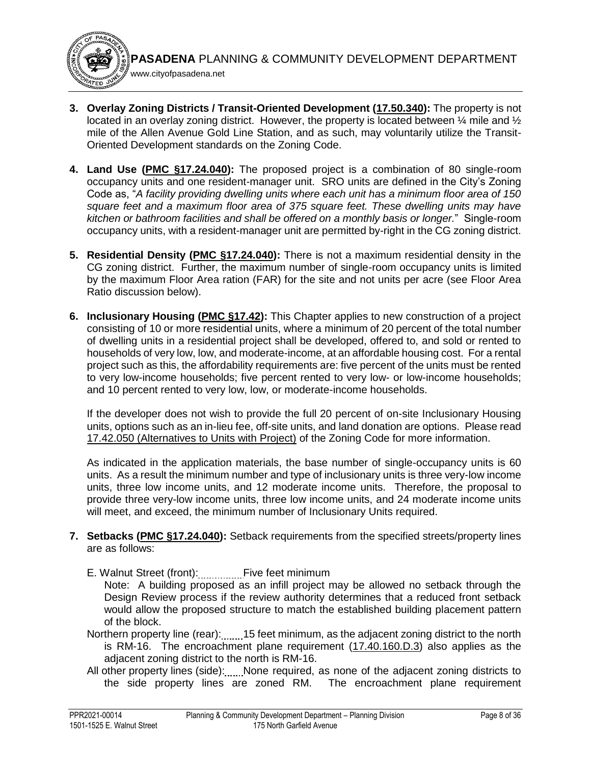3. **Overlay Zoning Districts / Transit-Oriented Development (17.50.340):** The property is not located in an overlay zoning district. However, the property is located between ¼ mile and ½ mile of the Allen Avenue Gold Line Station, and as such, may voluntarily utilize the Transit-Oriented Development standards on the Zoning Code.

4. **Land Use (PMC §17.24.040):** The proposed project is a combination of 80 single-room occupancy units and one resident-manager unit. SRO units are defined in the City's Zoning Code as, "*A facility providing dwelling units where each unit has a minimum floor area of 150 square feet and a maximum floor area of 375 square feet. These dwelling units may have kitchen or bathroom facilities and shall be offered on a monthly basis or longer.*" Single-room occupancy units, with a resident-manager unit are permitted by-right in the CG zoning district.

5. **Residential Density (PMC §17.24.040):** There is not a maximum residential density in the CG zoning district. Further, the maximum number of single-room occupancy units is limited by the maximum Floor Area ration (FAR) for the site and not units per acre (see Floor Area Ratio discussion below).

6. **Inclusionary Housing (PMC §17.42):** This Chapter applies to new construction of a project consisting of 10 or more residential units, where a minimum of 20 percent of the total number of dwelling units in a residential project shall be developed, offered to, and sold or rented to households of very low, low, and moderate-income, at an affordable housing cost. For a rental project such as this, the affordability requirements are: five percent of the units must be rented to very low-income households; five percent rented to very low- or low-income households; and 10 percent rented to very low, low, or moderate-income households.

   If the developer does not wish to provide the full 20 percent of on-site Inclusionary Housing units, options such as an in-lieu fee, off-site units, and land donation are options. Please read 17.42.050 (Alternatives to Units with Project) of the Zoning Code for more information.

   As indicated in the application materials, the base number of single-occupancy units is 60 units. As a result the minimum number and type of inclusionary units is three very-low income units, three low income units, and 12 moderate income units. Therefore, the proposal to provide three very-low income units, three low income units, and 24 moderate income units will meet, and exceed, the minimum number of Inclusionary Units required.

7. **Setbacks (PMC §17.24.040):** Setback requirements from the specified streets/property lines are as follows:

   E. Walnut Street (front): Five feet minimum
   Note: A building proposed as an infill project may be allowed no setback through the Design Review process if the review authority determines that a reduced front setback would allow the proposed structure to match the established building placement pattern of the block.

   Northern property line (rear): 15 feet minimum, as the adjacent zoning district to the north is RM-16. The encroachment plane requirement (17.40.160.D.3) also applies as the adjacent zoning district to the north is RM-16.

   All other property lines (side): None required, as none of the adjacent zoning districts to the side property lines are zoned RM. The encroachment plane requirement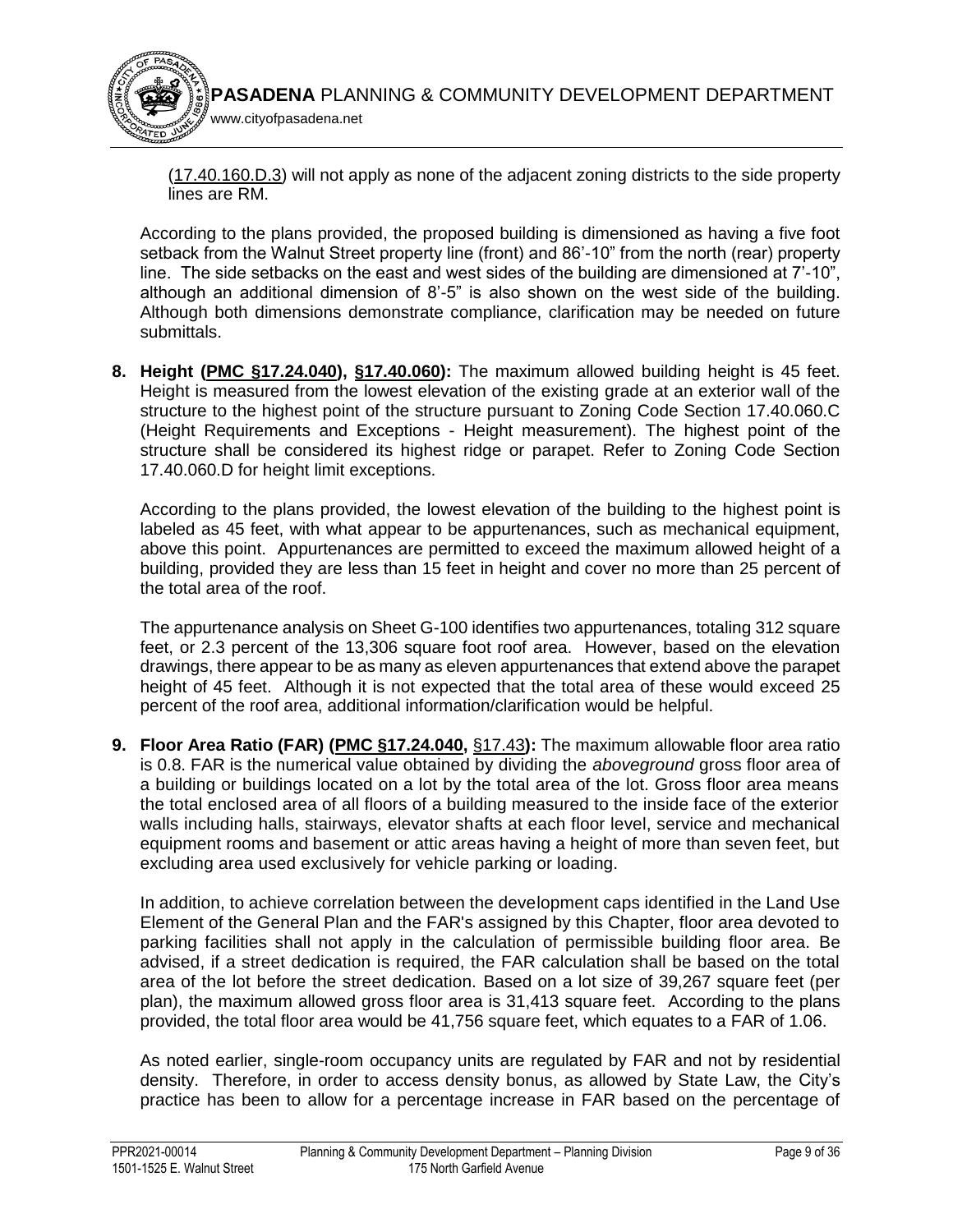(17.40.160.D.3) will not apply as none of the adjacent zoning districts to the side property lines are RM.

According to the plans provided, the proposed building is dimensioned as having a five foot setback from the Walnut Street property line (front) and 86'-10" from the north (rear) property line. The side setbacks on the east and west sides of the building are dimensioned at 7'-10", although an additional dimension of 8'-5" is also shown on the west side of the building. Although both dimensions demonstrate compliance, clarification may be needed on future submittals.

8. **Height (PMC §17.24.040), §17.40.060):** The maximum allowed building height is 45 feet. Height is measured from the lowest elevation of the existing grade at an exterior wall of the structure to the highest point of the structure pursuant to Zoning Code Section 17.40.060.C (Height Requirements and Exceptions - Height measurement). The highest point of the structure shall be considered its highest ridge or parapet. Refer to Zoning Code Section 17.40.060.D for height limit exceptions.

   According to the plans provided, the lowest elevation of the building to the highest point is labeled as 45 feet, with what appear to be appurtenances, such as mechanical equipment, above this point. Appurtenances are permitted to exceed the maximum allowed height of a building, provided they are less than 15 feet in height and cover no more than 25 percent of the total area of the roof.

   The appurtenance analysis on Sheet G-100 identifies two appurtenances, totaling 312 square feet, or 2.3 percent of the 13,306 square foot roof area. However, based on the elevation drawings, there appear to be as many as eleven appurtenances that extend above the parapet height of 45 feet. Although it is not expected that the total area of these would exceed 25 percent of the roof area, additional information/clarification would be helpful.

9. **Floor Area Ratio (FAR) (PMC §17.24.040,** §17.43**):** The maximum allowable floor area ratio is 0.8. FAR is the numerical value obtained by dividing the *aboveground* gross floor area of a building or buildings located on a lot by the total area of the lot. Gross floor area means the total enclosed area of all floors of a building measured to the inside face of the exterior walls including halls, stairways, elevator shafts at each floor level, service and mechanical equipment rooms and basement or attic areas having a height of more than seven feet, but excluding area used exclusively for vehicle parking or loading.

   In addition, to achieve correlation between the development caps identified in the Land Use Element of the General Plan and the FAR's assigned by this Chapter, floor area devoted to parking facilities shall not apply in the calculation of permissible building floor area. Be advised, if a street dedication is required, the FAR calculation shall be based on the total area of the lot before the street dedication. Based on a lot size of 39,267 square feet (per plan), the maximum allowed gross floor area is 31,413 square feet. According to the plans provided, the total floor area would be 41,756 square feet, which equates to a FAR of 1.06.

   As noted earlier, single-room occupancy units are regulated by FAR and not by residential density. Therefore, in order to access density bonus, as allowed by State Law, the City's practice has been to allow for a percentage increase in FAR based on the percentage of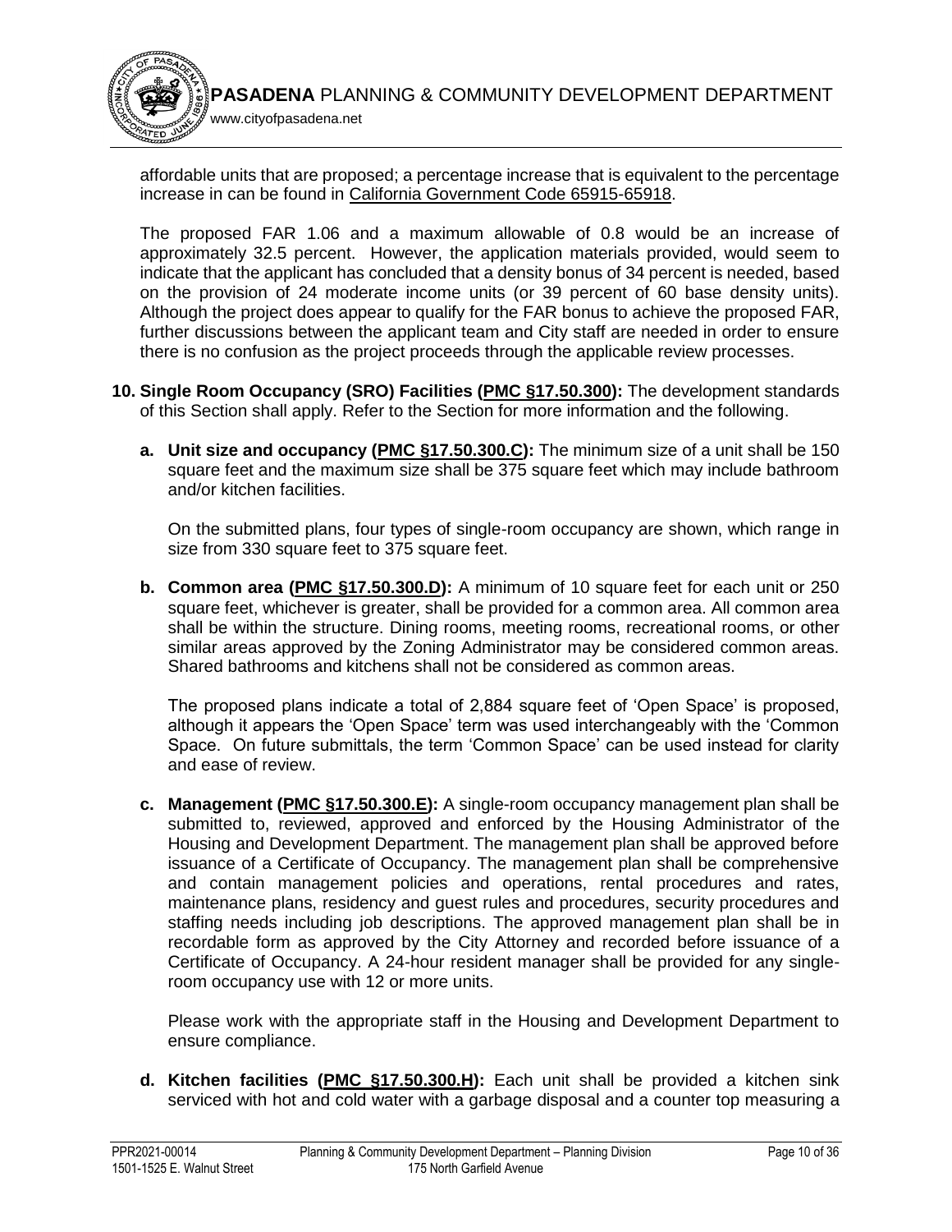affordable units that are proposed; a percentage increase that is equivalent to the percentage increase in can be found in California Government Code 65915-65918.

The proposed FAR 1.06 and a maximum allowable of 0.8 would be an increase of approximately 32.5 percent. However, the application materials provided, would seem to indicate that the applicant has concluded that a density bonus of 34 percent is needed, based on the provision of 24 moderate income units (or 39 percent of 60 base density units). Although the project does appear to qualify for the FAR bonus to achieve the proposed FAR, further discussions between the applicant team and City staff are needed in order to ensure there is no confusion as the project proceeds through the applicable review processes.

10. **Single Room Occupancy (SRO) Facilities (PMC §17.50.300):** The development standards of this Section shall apply. Refer to the Section for more information and the following.

    a. **Unit size and occupancy (PMC §17.50.300.C):** The minimum size of a unit shall be 150 square feet and the maximum size shall be 375 square feet which may include bathroom and/or kitchen facilities.

       On the submitted plans, four types of single-room occupancy are shown, which range in size from 330 square feet to 375 square feet.

    b. **Common area (PMC §17.50.300.D):** A minimum of 10 square feet for each unit or 250 square feet, whichever is greater, shall be provided for a common area. All common area shall be within the structure. Dining rooms, meeting rooms, recreational rooms, or other similar areas approved by the Zoning Administrator may be considered common areas. Shared bathrooms and kitchens shall not be considered as common areas.

       The proposed plans indicate a total of 2,884 square feet of 'Open Space' is proposed, although it appears the 'Open Space' term was used interchangeably with the 'Common Space. On future submittals, the term 'Common Space' can be used instead for clarity and ease of review.

    c. **Management (PMC §17.50.300.E):** A single-room occupancy management plan shall be submitted to, reviewed, approved and enforced by the Housing Administrator of the Housing and Development Department. The management plan shall be approved before issuance of a Certificate of Occupancy. The management plan shall be comprehensive and contain management policies and operations, rental procedures and rates, maintenance plans, residency and guest rules and procedures, security procedures and staffing needs including job descriptions. The approved management plan shall be in recordable form as approved by the City Attorney and recorded before issuance of a Certificate of Occupancy. A 24-hour resident manager shall be provided for any single-room occupancy use with 12 or more units.

       Please work with the appropriate staff in the Housing and Development Department to ensure compliance.

    d. **Kitchen facilities (PMC §17.50.300.H):** Each unit shall be provided a kitchen sink serviced with hot and cold water with a garbage disposal and a counter top measuring a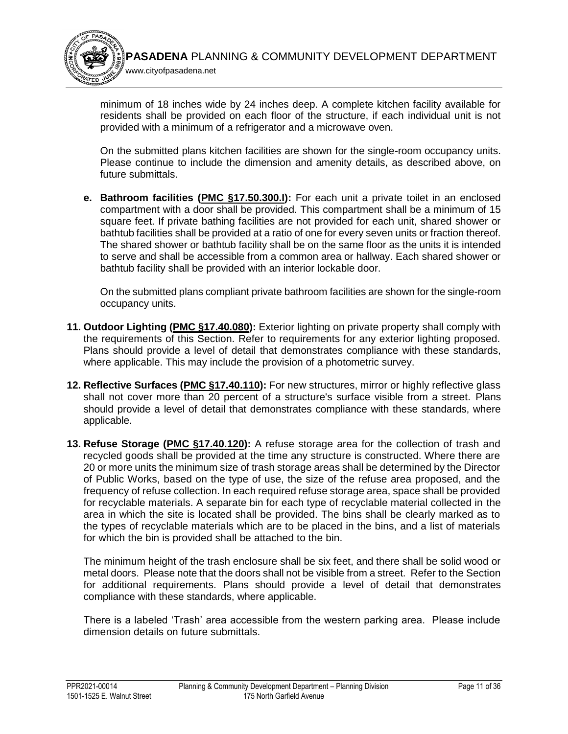minimum of 18 inches wide by 24 inches deep. A complete kitchen facility available for residents shall be provided on each floor of the structure, if each individual unit is not provided with a minimum of a refrigerator and a microwave oven.

On the submitted plans kitchen facilities are shown for the single-room occupancy units. Please continue to include the dimension and amenity details, as described above, on future submittals.

**e. Bathroom facilities (PMC §17.50.300.I):** For each unit a private toilet in an enclosed compartment with a door shall be provided. This compartment shall be a minimum of 15 square feet. If private bathing facilities are not provided for each unit, shared shower or bathtub facilities shall be provided at a ratio of one for every seven units or fraction thereof. The shared shower or bathtub facility shall be on the same floor as the units it is intended to serve and shall be accessible from a common area or hallway. Each shared shower or bathtub facility shall be provided with an interior lockable door.

On the submitted plans compliant private bathroom facilities are shown for the single-room occupancy units.

**11. Outdoor Lighting (PMC §17.40.080):** Exterior lighting on private property shall comply with the requirements of this Section. Refer to requirements for any exterior lighting proposed. Plans should provide a level of detail that demonstrates compliance with these standards, where applicable. This may include the provision of a photometric survey.

**12. Reflective Surfaces (PMC §17.40.110):** For new structures, mirror or highly reflective glass shall not cover more than 20 percent of a structure's surface visible from a street. Plans should provide a level of detail that demonstrates compliance with these standards, where applicable.

**13. Refuse Storage (PMC §17.40.120):** A refuse storage area for the collection of trash and recycled goods shall be provided at the time any structure is constructed. Where there are 20 or more units the minimum size of trash storage areas shall be determined by the Director of Public Works, based on the type of use, the size of the refuse area proposed, and the frequency of refuse collection. In each required refuse storage area, space shall be provided for recyclable materials. A separate bin for each type of recyclable material collected in the area in which the site is located shall be provided. The bins shall be clearly marked as to the types of recyclable materials which are to be placed in the bins, and a list of materials for which the bin is provided shall be attached to the bin.

The minimum height of the trash enclosure shall be six feet, and there shall be solid wood or metal doors. Please note that the doors shall not be visible from a street. Refer to the Section for additional requirements. Plans should provide a level of detail that demonstrates compliance with these standards, where applicable.

There is a labeled 'Trash' area accessible from the western parking area. Please include dimension details on future submittals.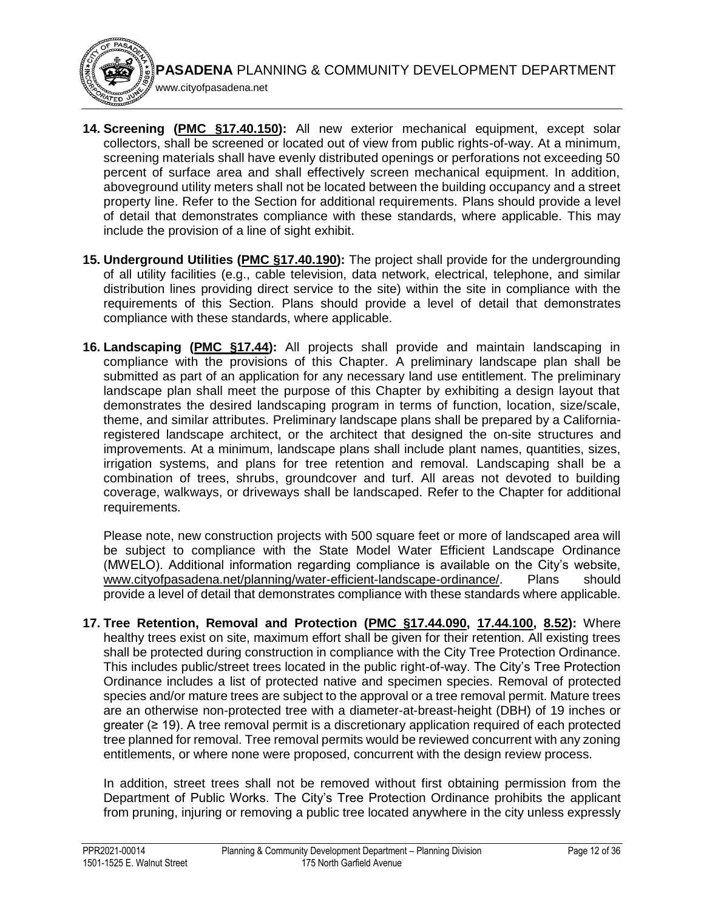**14. Screening (PMC §17.40.150):** All new exterior mechanical equipment, except solar collectors, shall be screened or located out of view from public rights-of-way. At a minimum, screening materials shall have evenly distributed openings or perforations not exceeding 50 percent of surface area and shall effectively screen mechanical equipment. In addition, aboveground utility meters shall not be located between the building occupancy and a street property line. Refer to the Section for additional requirements. Plans should provide a level of detail that demonstrates compliance with these standards, where applicable. This may include the provision of a line of sight exhibit.

**15. Underground Utilities (PMC §17.40.190):** The project shall provide for the undergrounding of all utility facilities (e.g., cable television, data network, electrical, telephone, and similar distribution lines providing direct service to the site) within the site in compliance with the requirements of this Section. Plans should provide a level of detail that demonstrates compliance with these standards, where applicable.

**16. Landscaping (PMC §17.44):** All projects shall provide and maintain landscaping in compliance with the provisions of this Chapter. A preliminary landscape plan shall be submitted as part of an application for any necessary land use entitlement. The preliminary landscape plan shall meet the purpose of this Chapter by exhibiting a design layout that demonstrates the desired landscaping program in terms of function, location, size/scale, theme, and similar attributes. Preliminary landscape plans shall be prepared by a California-registered landscape architect, or the architect that designed the on-site structures and improvements. At a minimum, landscape plans shall include plant names, quantities, sizes, irrigation systems, and plans for tree retention and removal. Landscaping shall be a combination of trees, shrubs, groundcover and turf. All areas not devoted to building coverage, walkways, or driveways shall be landscaped. Refer to the Chapter for additional requirements.

Please note, new construction projects with 500 square feet or more of landscaped area will be subject to compliance with the State Model Water Efficient Landscape Ordinance (MWELO). Additional information regarding compliance is available on the City's website, www.cityofpasadena.net/planning/water-efficient-landscape-ordinance/. Plans should provide a level of detail that demonstrates compliance with these standards where applicable.

**17. Tree Retention, Removal and Protection (PMC §17.44.090, 17.44.100, 8.52):** Where healthy trees exist on site, maximum effort shall be given for their retention. All existing trees shall be protected during construction in compliance with the City Tree Protection Ordinance. This includes public/street trees located in the public right-of-way. The City's Tree Protection Ordinance includes a list of protected native and specimen species. Removal of protected species and/or mature trees are subject to the approval or a tree removal permit. Mature trees are an otherwise non-protected tree with a diameter-at-breast-height (DBH) of 19 inches or greater (≥ 19). A tree removal permit is a discretionary application required of each protected tree planned for removal. Tree removal permits would be reviewed concurrent with any zoning entitlements, or where none were proposed, concurrent with the design review process.

In addition, street trees shall not be removed without first obtaining permission from the Department of Public Works. The City's Tree Protection Ordinance prohibits the applicant from pruning, injuring or removing a public tree located anywhere in the city unless expressly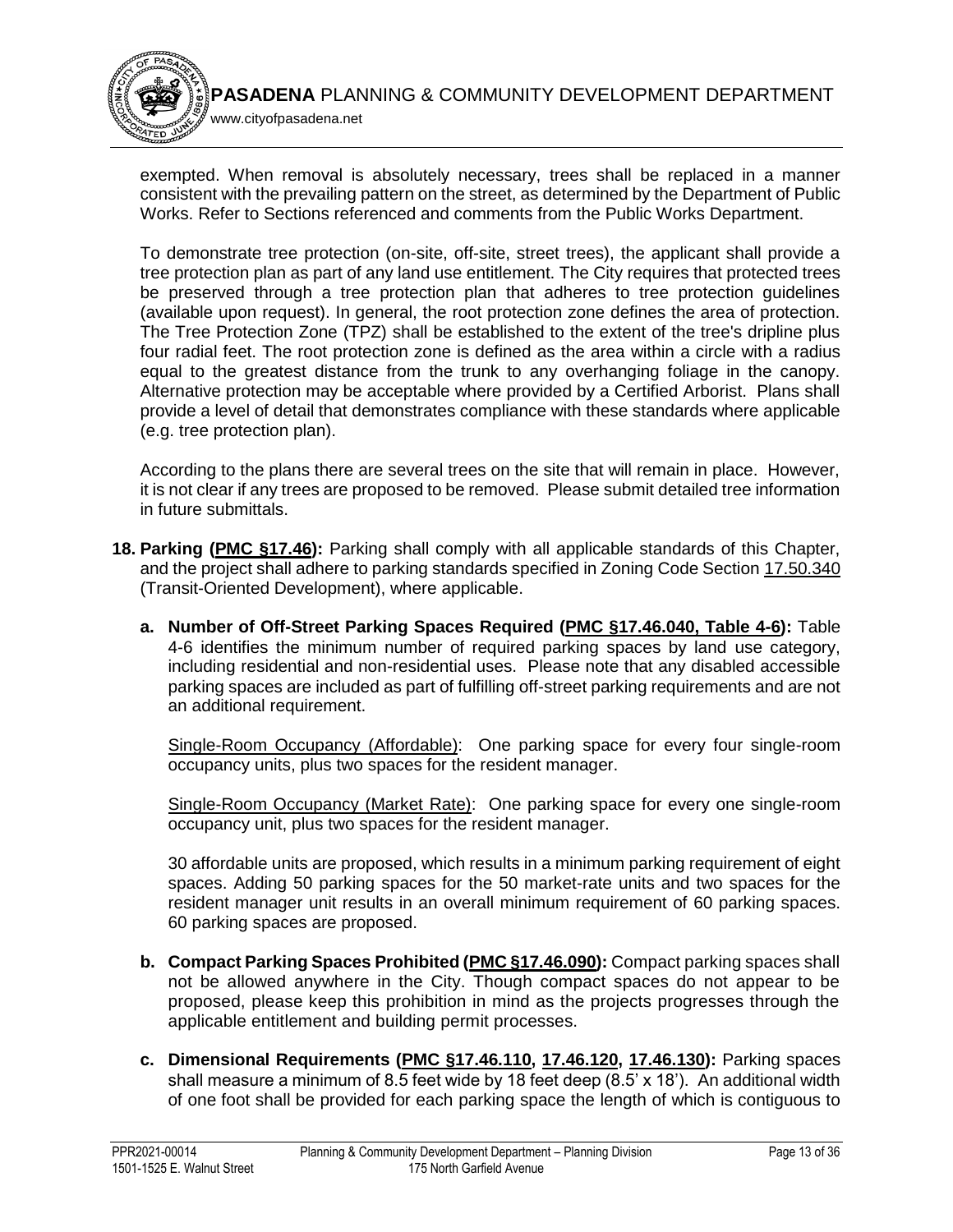exempted. When removal is absolutely necessary, trees shall be replaced in a manner consistent with the prevailing pattern on the street, as determined by the Department of Public Works. Refer to Sections referenced and comments from the Public Works Department.

To demonstrate tree protection (on-site, off-site, street trees), the applicant shall provide a tree protection plan as part of any land use entitlement. The City requires that protected trees be preserved through a tree protection plan that adheres to tree protection guidelines (available upon request). In general, the root protection zone defines the area of protection. The Tree Protection Zone (TPZ) shall be established to the extent of the tree's dripline plus four radial feet. The root protection zone is defined as the area within a circle with a radius equal to the greatest distance from the trunk to any overhanging foliage in the canopy. Alternative protection may be acceptable where provided by a Certified Arborist. Plans shall provide a level of detail that demonstrates compliance with these standards where applicable (e.g. tree protection plan).

According to the plans there are several trees on the site that will remain in place. However, it is not clear if any trees are proposed to be removed. Please submit detailed tree information in future submittals.

**18. Parking (PMC §17.46):** Parking shall comply with all applicable standards of this Chapter, and the project shall adhere to parking standards specified in Zoning Code Section 17.50.340 (Transit-Oriented Development), where applicable.

**a. Number of Off-Street Parking Spaces Required (PMC §17.46.040, Table 4-6):** Table 4-6 identifies the minimum number of required parking spaces by land use category, including residential and non-residential uses. Please note that any disabled accessible parking spaces are included as part of fulfilling off-street parking requirements and are not an additional requirement.

Single-Room Occupancy (Affordable): One parking space for every four single-room occupancy units, plus two spaces for the resident manager.

Single-Room Occupancy (Market Rate): One parking space for every one single-room occupancy unit, plus two spaces for the resident manager.

30 affordable units are proposed, which results in a minimum parking requirement of eight spaces. Adding 50 parking spaces for the 50 market-rate units and two spaces for the resident manager unit results in an overall minimum requirement of 60 parking spaces. 60 parking spaces are proposed.

**b. Compact Parking Spaces Prohibited (PMC §17.46.090):** Compact parking spaces shall not be allowed anywhere in the City. Though compact spaces do not appear to be proposed, please keep this prohibition in mind as the projects progresses through the applicable entitlement and building permit processes.

**c. Dimensional Requirements (PMC §17.46.110, 17.46.120, 17.46.130):** Parking spaces shall measure a minimum of 8.5 feet wide by 18 feet deep (8.5' x 18'). An additional width of one foot shall be provided for each parking space the length of which is contiguous to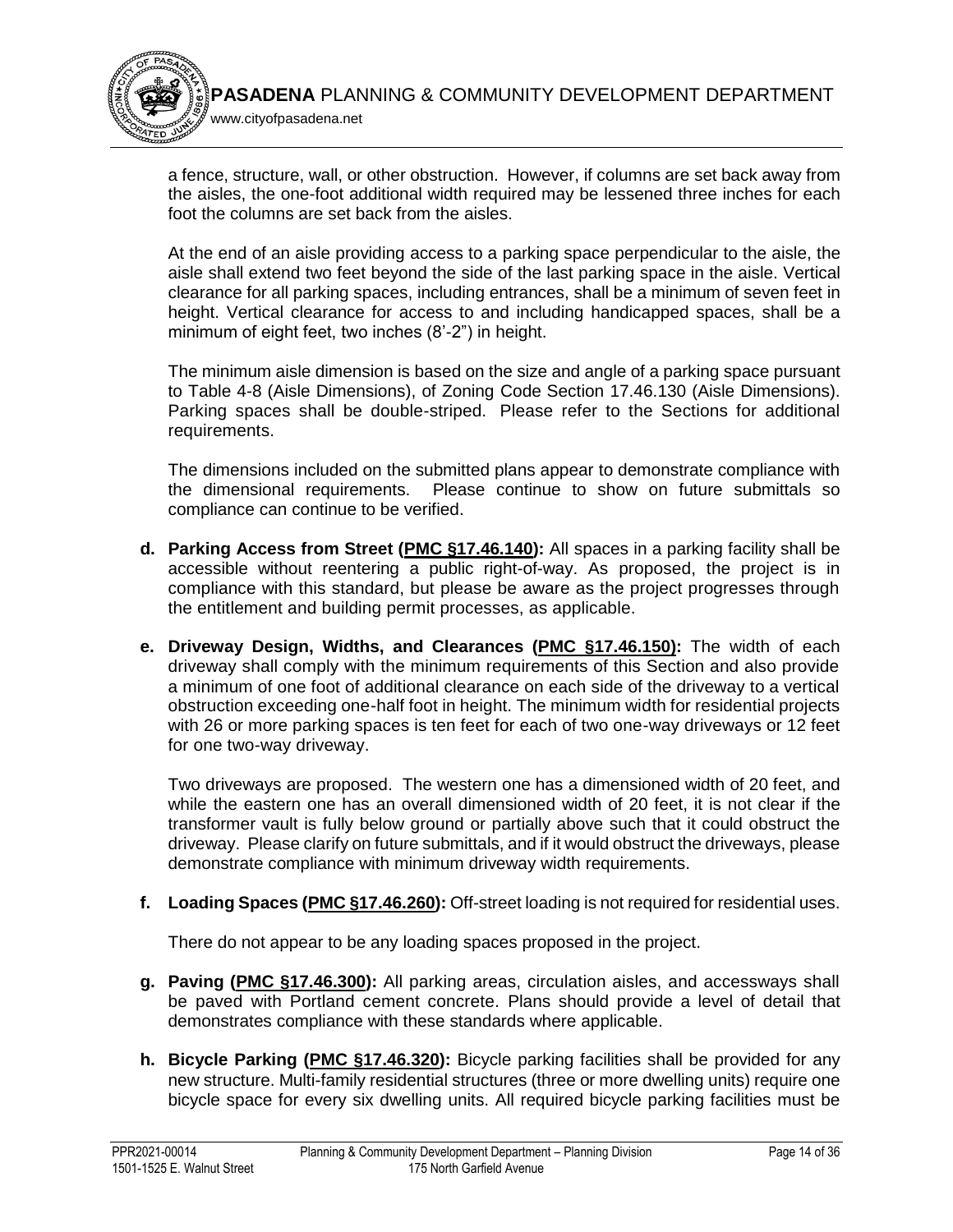a fence, structure, wall, or other obstruction. However, if columns are set back away from the aisles, the one-foot additional width required may be lessened three inches for each foot the columns are set back from the aisles.

At the end of an aisle providing access to a parking space perpendicular to the aisle, the aisle shall extend two feet beyond the side of the last parking space in the aisle. Vertical clearance for all parking spaces, including entrances, shall be a minimum of seven feet in height. Vertical clearance for access to and including handicapped spaces, shall be a minimum of eight feet, two inches (8'-2") in height.

The minimum aisle dimension is based on the size and angle of a parking space pursuant to Table 4-8 (Aisle Dimensions), of Zoning Code Section 17.46.130 (Aisle Dimensions). Parking spaces shall be double-striped. Please refer to the Sections for additional requirements.

The dimensions included on the submitted plans appear to demonstrate compliance with the dimensional requirements. Please continue to show on future submittals so compliance can continue to be verified.

**d. Parking Access from Street (PMC §17.46.140):** All spaces in a parking facility shall be accessible without reentering a public right-of-way. As proposed, the project is in compliance with this standard, but please be aware as the project progresses through the entitlement and building permit processes, as applicable.

**e. Driveway Design, Widths, and Clearances (PMC §17.46.150):** The width of each driveway shall comply with the minimum requirements of this Section and also provide a minimum of one foot of additional clearance on each side of the driveway to a vertical obstruction exceeding one-half foot in height. The minimum width for residential projects with 26 or more parking spaces is ten feet for each of two one-way driveways or 12 feet for one two-way driveway.

Two driveways are proposed. The western one has a dimensioned width of 20 feet, and while the eastern one has an overall dimensioned width of 20 feet, it is not clear if the transformer vault is fully below ground or partially above such that it could obstruct the driveway. Please clarify on future submittals, and if it would obstruct the driveways, please demonstrate compliance with minimum driveway width requirements.

**f. Loading Spaces (PMC §17.46.260):** Off-street loading is not required for residential uses.

There do not appear to be any loading spaces proposed in the project.

**g. Paving (PMC §17.46.300):** All parking areas, circulation aisles, and accessways shall be paved with Portland cement concrete. Plans should provide a level of detail that demonstrates compliance with these standards where applicable.

**h. Bicycle Parking (PMC §17.46.320):** Bicycle parking facilities shall be provided for any new structure. Multi-family residential structures (three or more dwelling units) require one bicycle space for every six dwelling units. All required bicycle parking facilities must be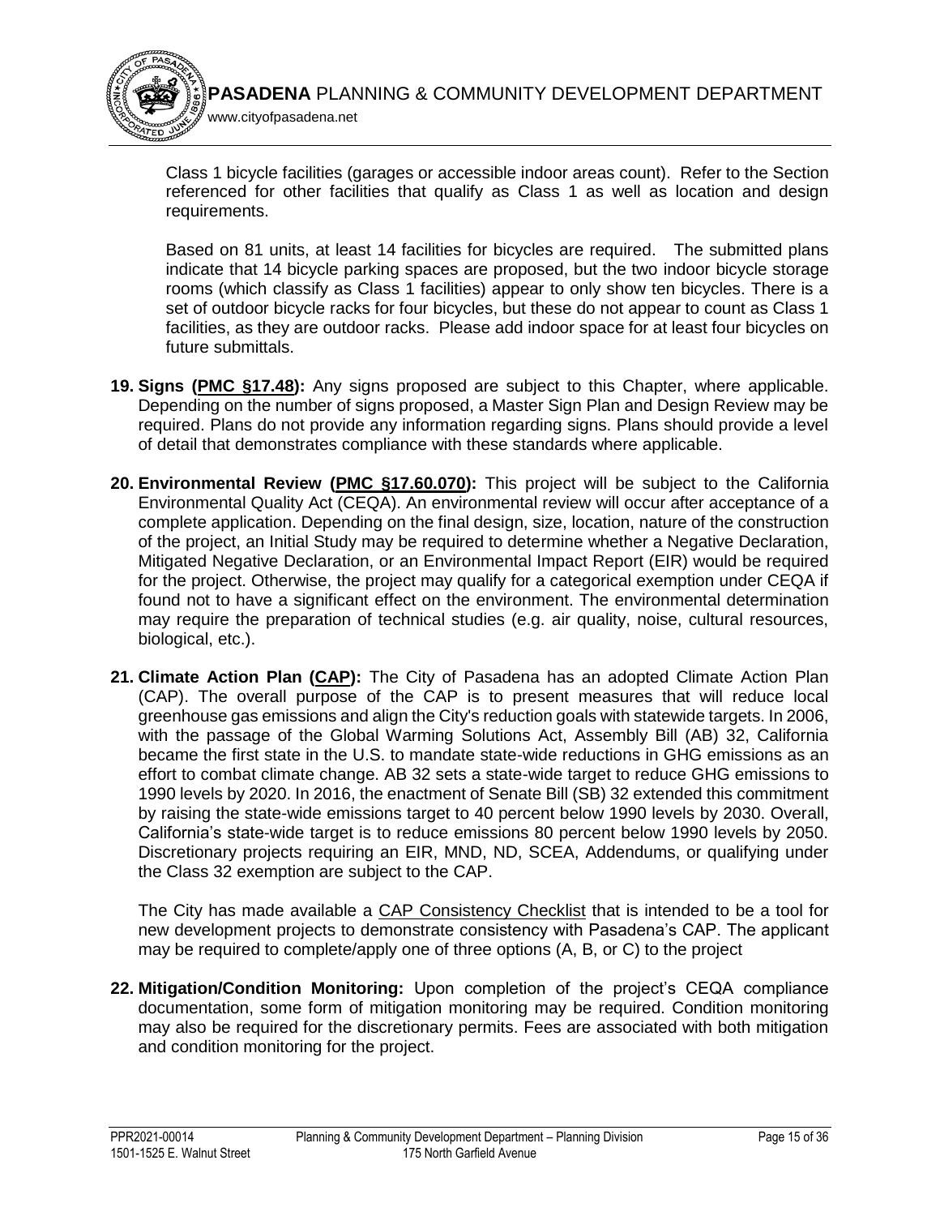Class 1 bicycle facilities (garages or accessible indoor areas count). Refer to the Section referenced for other facilities that qualify as Class 1 as well as location and design requirements.

Based on 81 units, at least 14 facilities for bicycles are required. The submitted plans indicate that 14 bicycle parking spaces are proposed, but the two indoor bicycle storage rooms (which classify as Class 1 facilities) appear to only show ten bicycles. There is a set of outdoor bicycle racks for four bicycles, but these do not appear to count as Class 1 facilities, as they are outdoor racks. Please add indoor space for at least four bicycles on future submittals.

19. **Signs (PMC §17.48):** Any signs proposed are subject to this Chapter, where applicable. Depending on the number of signs proposed, a Master Sign Plan and Design Review may be required. Plans do not provide any information regarding signs. Plans should provide a level of detail that demonstrates compliance with these standards where applicable.

20. **Environmental Review (PMC §17.60.070):** This project will be subject to the California Environmental Quality Act (CEQA). An environmental review will occur after acceptance of a complete application. Depending on the final design, size, location, nature of the construction of the project, an Initial Study may be required to determine whether a Negative Declaration, Mitigated Negative Declaration, or an Environmental Impact Report (EIR) would be required for the project. Otherwise, the project may qualify for a categorical exemption under CEQA if found not to have a significant effect on the environment. The environmental determination may require the preparation of technical studies (e.g. air quality, noise, cultural resources, biological, etc.).

21. **Climate Action Plan (CAP):** The City of Pasadena has an adopted Climate Action Plan (CAP). The overall purpose of the CAP is to present measures that will reduce local greenhouse gas emissions and align the City's reduction goals with statewide targets. In 2006, with the passage of the Global Warming Solutions Act, Assembly Bill (AB) 32, California became the first state in the U.S. to mandate state-wide reductions in GHG emissions as an effort to combat climate change. AB 32 sets a state-wide target to reduce GHG emissions to 1990 levels by 2020. In 2016, the enactment of Senate Bill (SB) 32 extended this commitment by raising the state-wide emissions target to 40 percent below 1990 levels by 2030. Overall, California's state-wide target is to reduce emissions 80 percent below 1990 levels by 2050. Discretionary projects requiring an EIR, MND, ND, SCEA, Addendums, or qualifying under the Class 32 exemption are subject to the CAP.

    The City has made available a CAP Consistency Checklist that is intended to be a tool for new development projects to demonstrate consistency with Pasadena's CAP. The applicant may be required to complete/apply one of three options (A, B, or C) to the project

22. **Mitigation/Condition Monitoring:** Upon completion of the project's CEQA compliance documentation, some form of mitigation monitoring may be required. Condition monitoring may also be required for the discretionary permits. Fees are associated with both mitigation and condition monitoring for the project.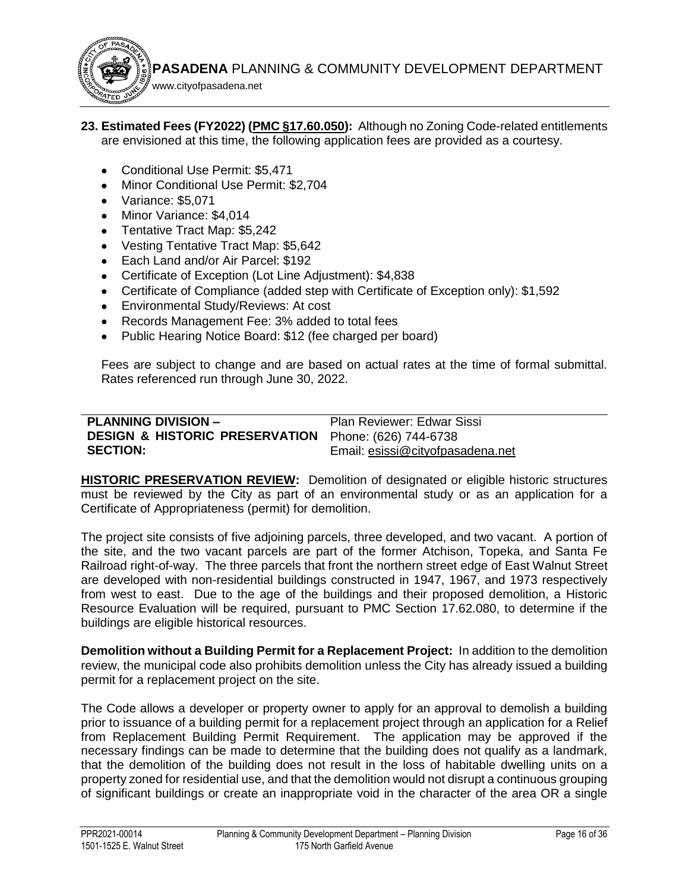**23. Estimated Fees (FY2022) (PMC §17.60.050):** Although no Zoning Code-related entitlements are envisioned at this time, the following application fees are provided as a courtesy.

- Conditional Use Permit: $5,471
- Minor Conditional Use Permit: $2,704
- Variance: $5,071
- Minor Variance: $4,014
- Tentative Tract Map: $5,242
- Vesting Tentative Tract Map: $5,642
- Each Land and/or Air Parcel: $192
- Certificate of Exception (Lot Line Adjustment): $4,838
- Certificate of Compliance (added step with Certificate of Exception only): $1,592
- Environmental Study/Reviews: At cost
- Records Management Fee: 3% added to total fees
- Public Hearing Notice Board: $12 (fee charged per board)

Fees are subject to change and are based on actual rates at the time of formal submittal. Rates referenced run through June 30, 2022.

| **PLANNING DIVISION – DESIGN & HISTORIC PRESERVATION SECTION:** | Plan Reviewer: Edwar Sissi<br>Phone: (626) 744-6738<br>Email: esissi@cityofpasadena.net |
|---|---|

**HISTORIC PRESERVATION REVIEW:** Demolition of designated or eligible historic structures must be reviewed by the City as part of an environmental study or as an application for a Certificate of Appropriateness (permit) for demolition.

The project site consists of five adjoining parcels, three developed, and two vacant. A portion of the site, and the two vacant parcels are part of the former Atchison, Topeka, and Santa Fe Railroad right-of-way. The three parcels that front the northern street edge of East Walnut Street are developed with non-residential buildings constructed in 1947, 1967, and 1973 respectively from west to east. Due to the age of the buildings and their proposed demolition, a Historic Resource Evaluation will be required, pursuant to PMC Section 17.62.080, to determine if the buildings are eligible historical resources.

**Demolition without a Building Permit for a Replacement Project:** In addition to the demolition review, the municipal code also prohibits demolition unless the City has already issued a building permit for a replacement project on the site.

The Code allows a developer or property owner to apply for an approval to demolish a building prior to issuance of a building permit for a replacement project through an application for a Relief from Replacement Building Permit Requirement. The application may be approved if the necessary findings can be made to determine that the building does not qualify as a landmark, that the demolition of the building does not result in the loss of habitable dwelling units on a property zoned for residential use, and that the demolition would not disrupt a continuous grouping of significant buildings or create an inappropriate void in the character of the area OR a single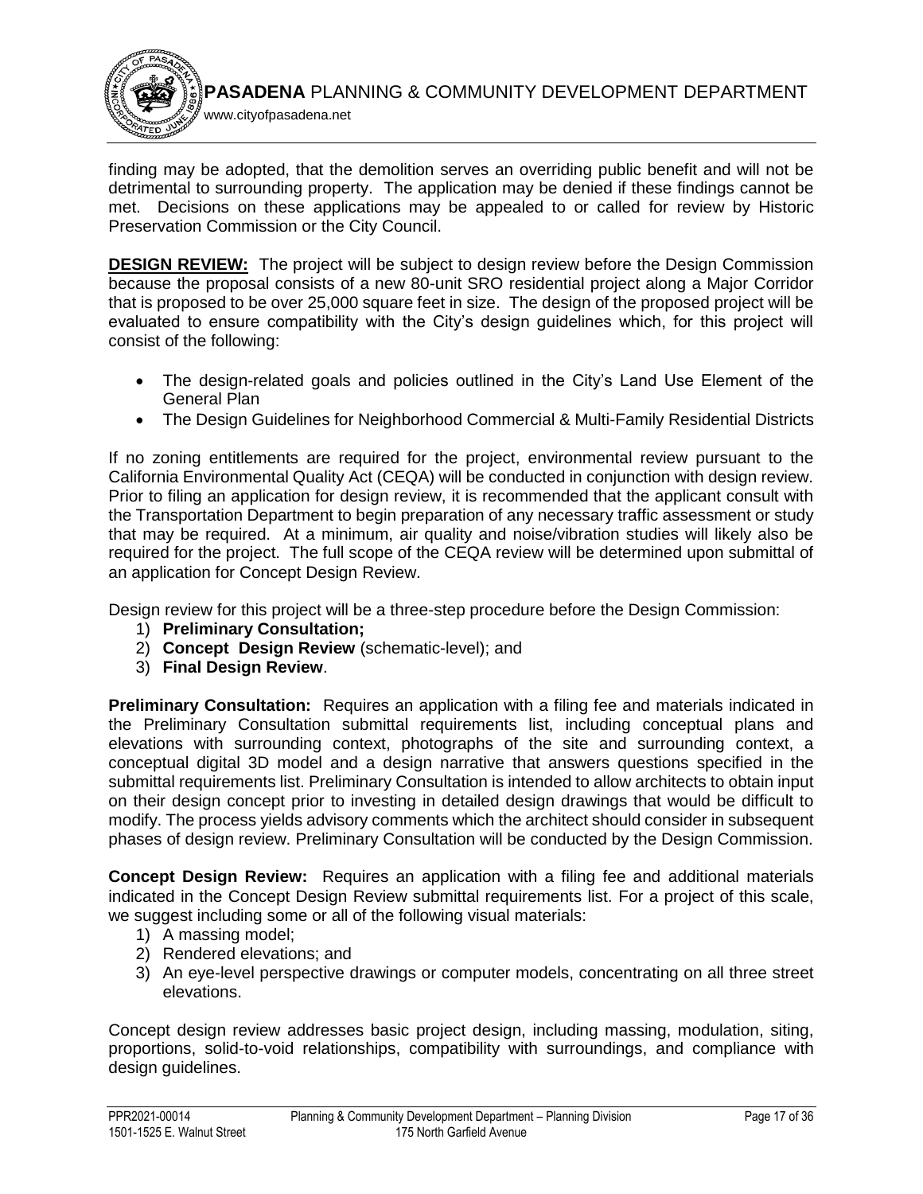finding may be adopted, that the demolition serves an overriding public benefit and will not be detrimental to surrounding property. The application may be denied if these findings cannot be met. Decisions on these applications may be appealed to or called for review by Historic Preservation Commission or the City Council.

**DESIGN REVIEW:** The project will be subject to design review before the Design Commission because the proposal consists of a new 80-unit SRO residential project along a Major Corridor that is proposed to be over 25,000 square feet in size. The design of the proposed project will be evaluated to ensure compatibility with the City's design guidelines which, for this project will consist of the following:

- The design-related goals and policies outlined in the City's Land Use Element of the General Plan
- The Design Guidelines for Neighborhood Commercial & Multi-Family Residential Districts

If no zoning entitlements are required for the project, environmental review pursuant to the California Environmental Quality Act (CEQA) will be conducted in conjunction with design review. Prior to filing an application for design review, it is recommended that the applicant consult with the Transportation Department to begin preparation of any necessary traffic assessment or study that may be required. At a minimum, air quality and noise/vibration studies will likely also be required for the project. The full scope of the CEQA review will be determined upon submittal of an application for Concept Design Review.

Design review for this project will be a three-step procedure before the Design Commission:

1) **Preliminary Consultation;**
2) **Concept Design Review** (schematic-level); and
3) **Final Design Review**.

**Preliminary Consultation:** Requires an application with a filing fee and materials indicated in the Preliminary Consultation submittal requirements list, including conceptual plans and elevations with surrounding context, photographs of the site and surrounding context, a conceptual digital 3D model and a design narrative that answers questions specified in the submittal requirements list. Preliminary Consultation is intended to allow architects to obtain input on their design concept prior to investing in detailed design drawings that would be difficult to modify. The process yields advisory comments which the architect should consider in subsequent phases of design review. Preliminary Consultation will be conducted by the Design Commission.

**Concept Design Review:** Requires an application with a filing fee and additional materials indicated in the Concept Design Review submittal requirements list. For a project of this scale, we suggest including some or all of the following visual materials:

1) A massing model;
2) Rendered elevations; and
3) An eye-level perspective drawings or computer models, concentrating on all three street elevations.

Concept design review addresses basic project design, including massing, modulation, siting, proportions, solid-to-void relationships, compatibility with surroundings, and compliance with design guidelines.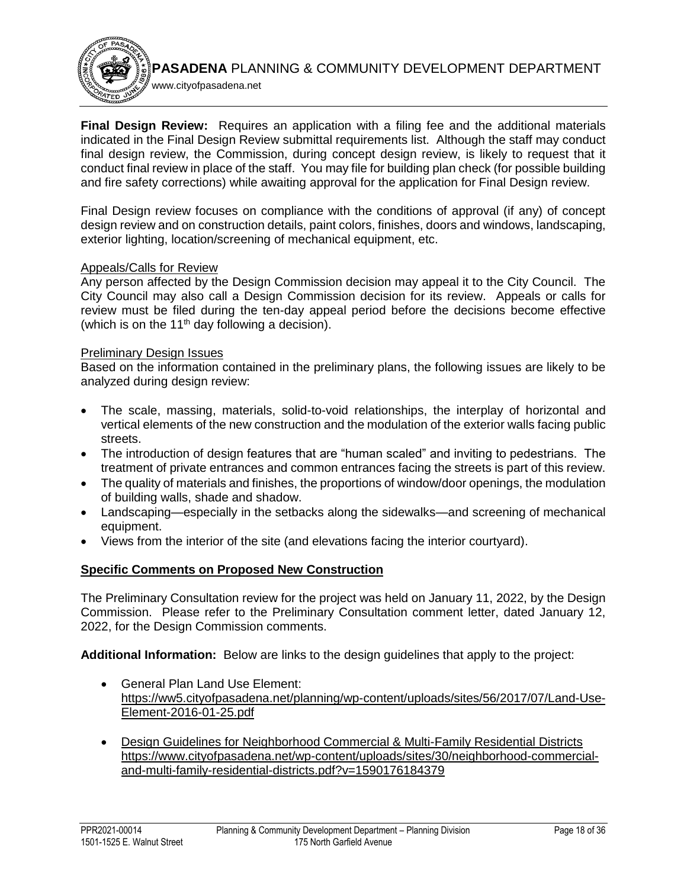**Final Design Review:** Requires an application with a filing fee and the additional materials indicated in the Final Design Review submittal requirements list. Although the staff may conduct final design review, the Commission, during concept design review, is likely to request that it conduct final review in place of the staff. You may file for building plan check (for possible building and fire safety corrections) while awaiting approval for the application for Final Design review.

Final Design review focuses on compliance with the conditions of approval (if any) of concept design review and on construction details, paint colors, finishes, doors and windows, landscaping, exterior lighting, location/screening of mechanical equipment, etc.

Appeals/Calls for Review

Any person affected by the Design Commission decision may appeal it to the City Council. The City Council may also call a Design Commission decision for its review. Appeals or calls for review must be filed during the ten-day appeal period before the decisions become effective (which is on the 11th day following a decision).

Preliminary Design Issues

Based on the information contained in the preliminary plans, the following issues are likely to be analyzed during design review:

- The scale, massing, materials, solid-to-void relationships, the interplay of horizontal and vertical elements of the new construction and the modulation of the exterior walls facing public streets.
- The introduction of design features that are "human scaled" and inviting to pedestrians. The treatment of private entrances and common entrances facing the streets is part of this review.
- The quality of materials and finishes, the proportions of window/door openings, the modulation of building walls, shade and shadow.
- Landscaping—especially in the setbacks along the sidewalks—and screening of mechanical equipment.
- Views from the interior of the site (and elevations facing the interior courtyard).

**Specific Comments on Proposed New Construction**

The Preliminary Consultation review for the project was held on January 11, 2022, by the Design Commission. Please refer to the Preliminary Consultation comment letter, dated January 12, 2022, for the Design Commission comments.

**Additional Information:** Below are links to the design guidelines that apply to the project:

- General Plan Land Use Element: https://ww5.cityofpasadena.net/planning/wp-content/uploads/sites/56/2017/07/Land-Use-Element-2016-01-25.pdf
- Design Guidelines for Neighborhood Commercial & Multi-Family Residential Districts https://www.cityofpasadena.net/wp-content/uploads/sites/30/neighborhood-commercial-and-multi-family-residential-districts.pdf?v=1590176184379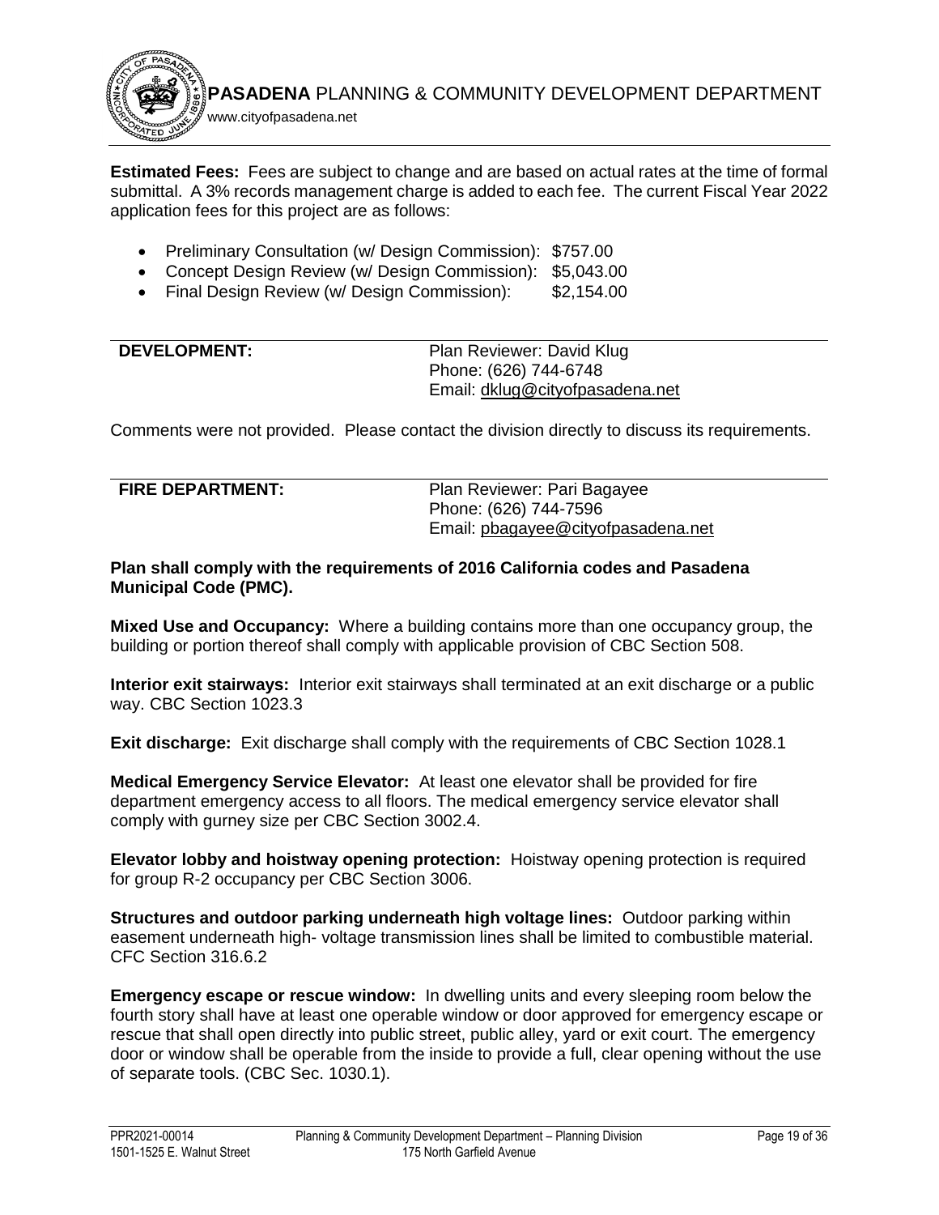**Estimated Fees:** Fees are subject to change and are based on actual rates at the time of formal submittal. A 3% records management charge is added to each fee. The current Fiscal Year 2022 application fees for this project are as follows:

- Preliminary Consultation (w/ Design Commission): $757.00
- Concept Design Review (w/ Design Commission): $5,043.00
- Final Design Review (w/ Design Commission): $2,154.00

| **DEVELOPMENT:** | Plan Reviewer: David Klug<br>Phone: (626) 744-6748<br>Email: dklug@cityofpasadena.net |
|---|---|

Comments were not provided. Please contact the division directly to discuss its requirements.

| **FIRE DEPARTMENT:** | Plan Reviewer: Pari Bagayee<br>Phone: (626) 744-7596<br>Email: pbagayee@cityofpasadena.net |
|---|---|

**Plan shall comply with the requirements of 2016 California codes and Pasadena Municipal Code (PMC).**

**Mixed Use and Occupancy:** Where a building contains more than one occupancy group, the building or portion thereof shall comply with applicable provision of CBC Section 508.

**Interior exit stairways:** Interior exit stairways shall terminated at an exit discharge or a public way. CBC Section 1023.3

**Exit discharge:** Exit discharge shall comply with the requirements of CBC Section 1028.1

**Medical Emergency Service Elevator:** At least one elevator shall be provided for fire department emergency access to all floors. The medical emergency service elevator shall comply with gurney size per CBC Section 3002.4.

**Elevator lobby and hoistway opening protection:** Hoistway opening protection is required for group R-2 occupancy per CBC Section 3006.

**Structures and outdoor parking underneath high voltage lines:** Outdoor parking within easement underneath high- voltage transmission lines shall be limited to combustible material. CFC Section 316.6.2

**Emergency escape or rescue window:** In dwelling units and every sleeping room below the fourth story shall have at least one operable window or door approved for emergency escape or rescue that shall open directly into public street, public alley, yard or exit court. The emergency door or window shall be operable from the inside to provide a full, clear opening without the use of separate tools. (CBC Sec. 1030.1).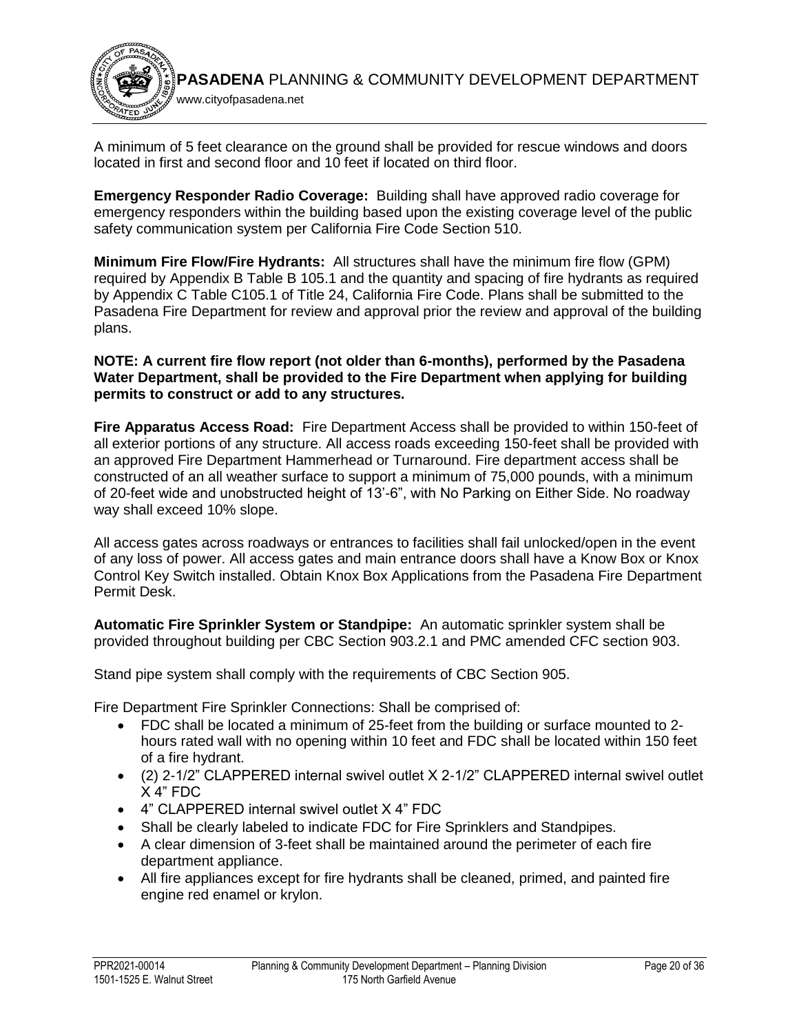A minimum of 5 feet clearance on the ground shall be provided for rescue windows and doors located in first and second floor and 10 feet if located on third floor.

**Emergency Responder Radio Coverage:** Building shall have approved radio coverage for emergency responders within the building based upon the existing coverage level of the public safety communication system per California Fire Code Section 510.

**Minimum Fire Flow/Fire Hydrants:** All structures shall have the minimum fire flow (GPM) required by Appendix B Table B 105.1 and the quantity and spacing of fire hydrants as required by Appendix C Table C105.1 of Title 24, California Fire Code. Plans shall be submitted to the Pasadena Fire Department for review and approval prior the review and approval of the building plans.

**NOTE: A current fire flow report (not older than 6-months), performed by the Pasadena Water Department, shall be provided to the Fire Department when applying for building permits to construct or add to any structures.**

**Fire Apparatus Access Road:** Fire Department Access shall be provided to within 150-feet of all exterior portions of any structure. All access roads exceeding 150-feet shall be provided with an approved Fire Department Hammerhead or Turnaround. Fire department access shall be constructed of an all weather surface to support a minimum of 75,000 pounds, with a minimum of 20-feet wide and unobstructed height of 13'-6", with No Parking on Either Side. No roadway way shall exceed 10% slope.

All access gates across roadways or entrances to facilities shall fail unlocked/open in the event of any loss of power. All access gates and main entrance doors shall have a Know Box or Knox Control Key Switch installed. Obtain Knox Box Applications from the Pasadena Fire Department Permit Desk.

**Automatic Fire Sprinkler System or Standpipe:** An automatic sprinkler system shall be provided throughout building per CBC Section 903.2.1 and PMC amended CFC section 903.

Stand pipe system shall comply with the requirements of CBC Section 905.

Fire Department Fire Sprinkler Connections: Shall be comprised of:

- FDC shall be located a minimum of 25-feet from the building or surface mounted to 2-hours rated wall with no opening within 10 feet and FDC shall be located within 150 feet of a fire hydrant.
- (2) 2-1/2" CLAPPERED internal swivel outlet X 2-1/2" CLAPPERED internal swivel outlet X 4" FDC
- 4" CLAPPERED internal swivel outlet X 4" FDC
- Shall be clearly labeled to indicate FDC for Fire Sprinklers and Standpipes.
- A clear dimension of 3-feet shall be maintained around the perimeter of each fire department appliance.
- All fire appliances except for fire hydrants shall be cleaned, primed, and painted fire engine red enamel or krylon.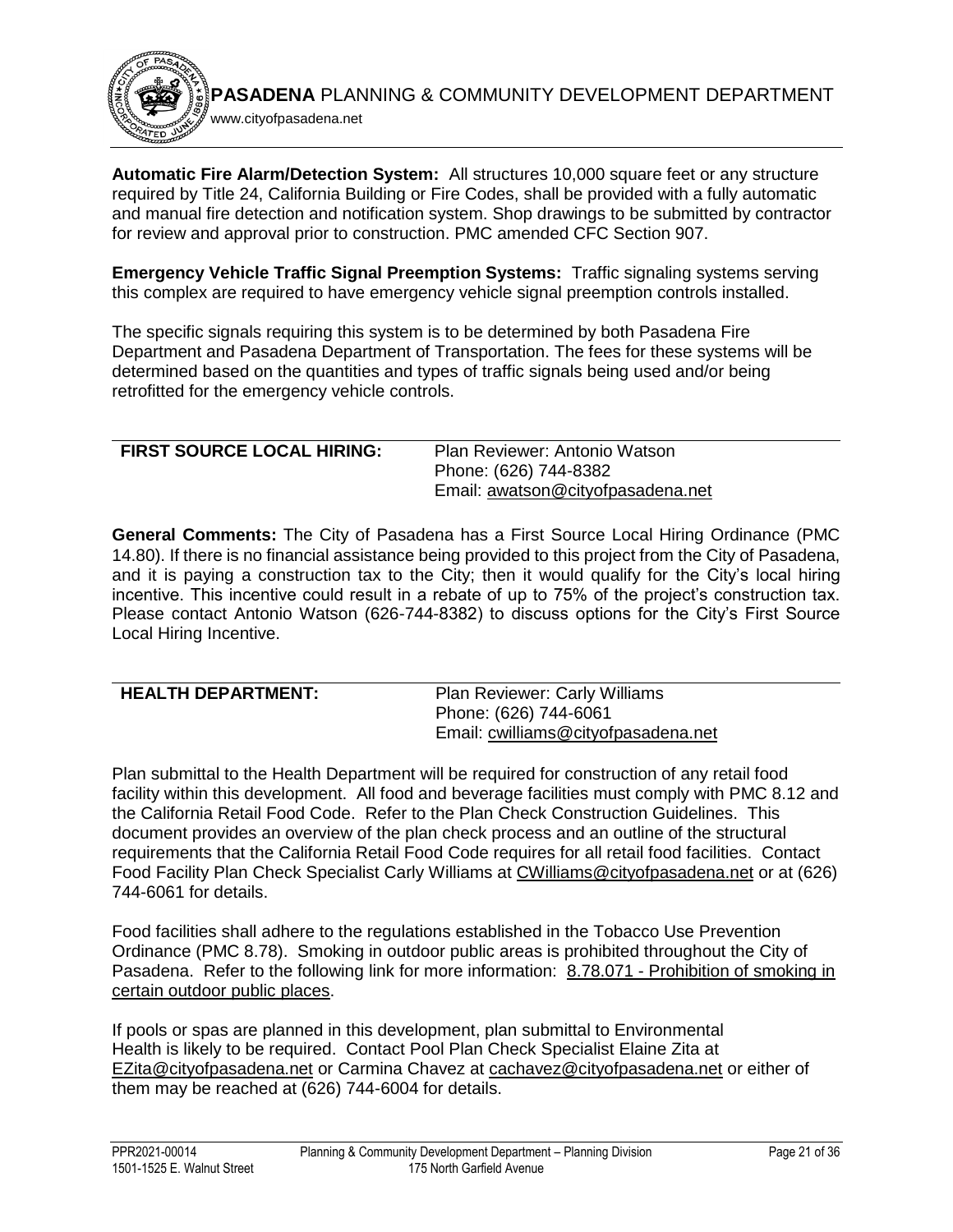**Automatic Fire Alarm/Detection System:** All structures 10,000 square feet or any structure required by Title 24, California Building or Fire Codes, shall be provided with a fully automatic and manual fire detection and notification system. Shop drawings to be submitted by contractor for review and approval prior to construction. PMC amended CFC Section 907.

**Emergency Vehicle Traffic Signal Preemption Systems:** Traffic signaling systems serving this complex are required to have emergency vehicle signal preemption controls installed.

The specific signals requiring this system is to be determined by both Pasadena Fire Department and Pasadena Department of Transportation. The fees for these systems will be determined based on the quantities and types of traffic signals being used and/or being retrofitted for the emergency vehicle controls.

---

**FIRST SOURCE LOCAL HIRING:**

Plan Reviewer: Antonio Watson
Phone: (626) 744-8382
Email: awatson@cityofpasadena.net

**General Comments:** The City of Pasadena has a First Source Local Hiring Ordinance (PMC 14.80). If there is no financial assistance being provided to this project from the City of Pasadena, and it is paying a construction tax to the City; then it would qualify for the City's local hiring incentive. This incentive could result in a rebate of up to 75% of the project's construction tax. Please contact Antonio Watson (626-744-8382) to discuss options for the City's First Source Local Hiring Incentive.

---

**HEALTH DEPARTMENT:**

Plan Reviewer: Carly Williams
Phone: (626) 744-6061
Email: cwilliams@cityofpasadena.net

Plan submittal to the Health Department will be required for construction of any retail food facility within this development. All food and beverage facilities must comply with PMC 8.12 and the California Retail Food Code. Refer to the Plan Check Construction Guidelines. This document provides an overview of the plan check process and an outline of the structural requirements that the California Retail Food Code requires for all retail food facilities. Contact Food Facility Plan Check Specialist Carly Williams at CWilliams@cityofpasadena.net or at (626) 744-6061 for details.

Food facilities shall adhere to the regulations established in the Tobacco Use Prevention Ordinance (PMC 8.78). Smoking in outdoor public areas is prohibited throughout the City of Pasadena. Refer to the following link for more information: 8.78.071 - Prohibition of smoking in certain outdoor public places.

If pools or spas are planned in this development, plan submittal to Environmental Health is likely to be required. Contact Pool Plan Check Specialist Elaine Zita at EZita@cityofpasadena.net or Carmina Chavez at cachavez@cityofpasadena.net or either of them may be reached at (626) 744-6004 for details.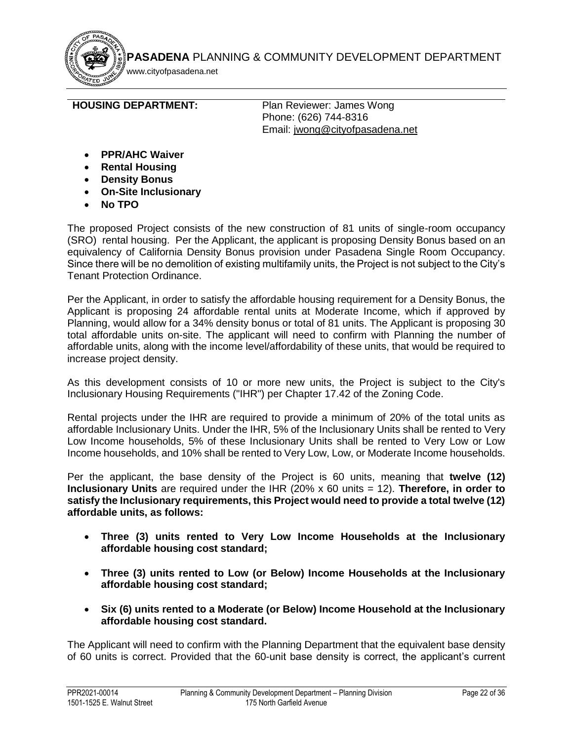**HOUSING DEPARTMENT:** Plan Reviewer: James Wong
Phone: (626) 744-8316
Email: jwong@cityofpasadena.net

- **PPR/AHC Waiver**
- **Rental Housing**
- **Density Bonus**
- **On-Site Inclusionary**
- **No TPO**

The proposed Project consists of the new construction of 81 units of single-room occupancy (SRO) rental housing. Per the Applicant, the applicant is proposing Density Bonus based on an equivalency of California Density Bonus provision under Pasadena Single Room Occupancy. Since there will be no demolition of existing multifamily units, the Project is not subject to the City's Tenant Protection Ordinance.

Per the Applicant, in order to satisfy the affordable housing requirement for a Density Bonus, the Applicant is proposing 24 affordable rental units at Moderate Income, which if approved by Planning, would allow for a 34% density bonus or total of 81 units. The Applicant is proposing 30 total affordable units on-site. The applicant will need to confirm with Planning the number of affordable units, along with the income level/affordability of these units, that would be required to increase project density.

As this development consists of 10 or more new units, the Project is subject to the City's Inclusionary Housing Requirements ("IHR") per Chapter 17.42 of the Zoning Code.

Rental projects under the IHR are required to provide a minimum of 20% of the total units as affordable Inclusionary Units. Under the IHR, 5% of the Inclusionary Units shall be rented to Very Low Income households, 5% of these Inclusionary Units shall be rented to Very Low or Low Income households, and 10% shall be rented to Very Low, Low, or Moderate Income households.

Per the applicant, the base density of the Project is 60 units, meaning that **twelve (12) Inclusionary Units** are required under the IHR (20% x 60 units = 12). **Therefore, in order to satisfy the Inclusionary requirements, this Project would need to provide a total twelve (12) affordable units, as follows:**

- **Three (3) units rented to Very Low Income Households at the Inclusionary affordable housing cost standard;**
- **Three (3) units rented to Low (or Below) Income Households at the Inclusionary affordable housing cost standard;**
- **Six (6) units rented to a Moderate (or Below) Income Household at the Inclusionary affordable housing cost standard.**

The Applicant will need to confirm with the Planning Department that the equivalent base density of 60 units is correct. Provided that the 60-unit base density is correct, the applicant's current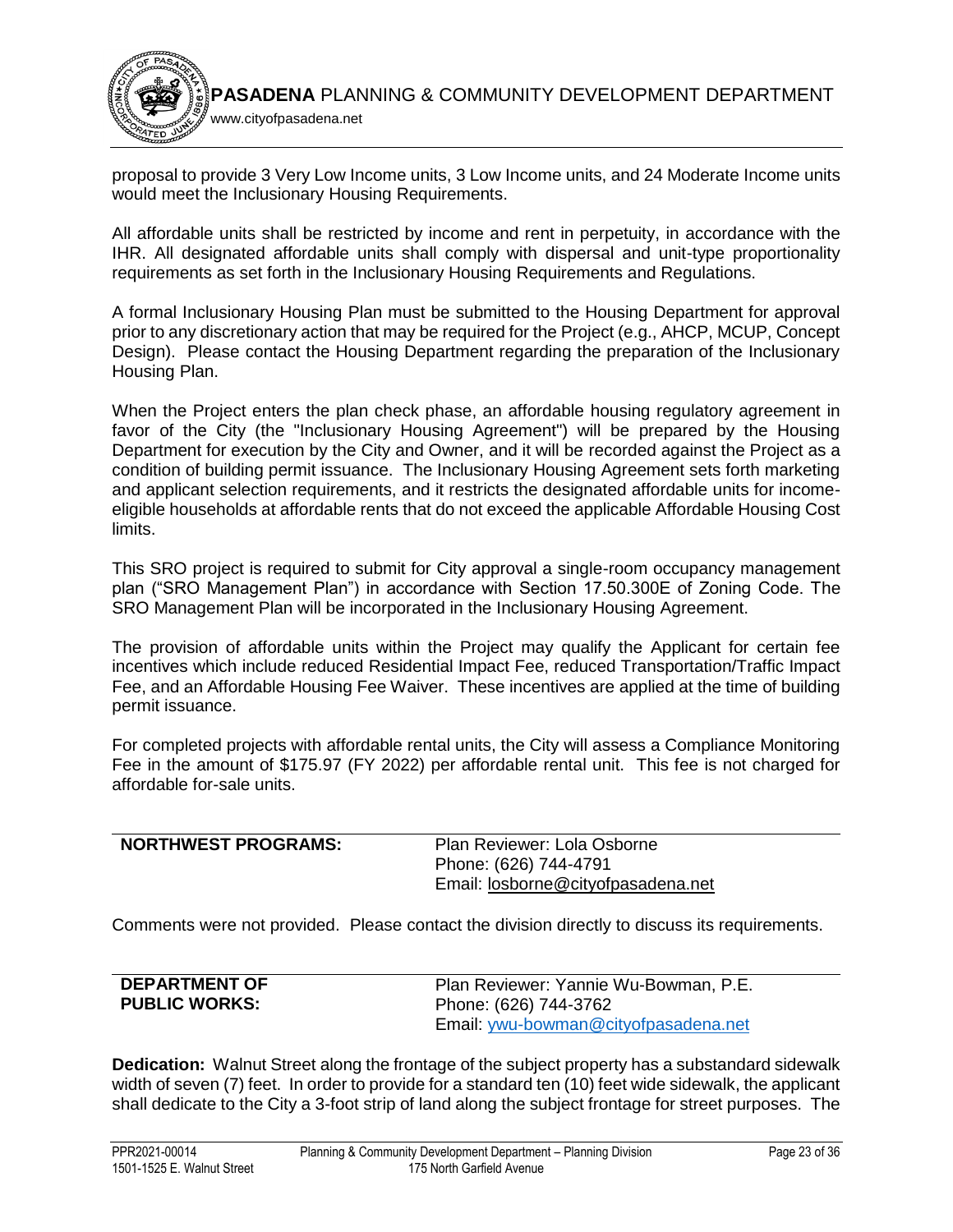proposal to provide 3 Very Low Income units, 3 Low Income units, and 24 Moderate Income units would meet the Inclusionary Housing Requirements.

All affordable units shall be restricted by income and rent in perpetuity, in accordance with the IHR. All designated affordable units shall comply with dispersal and unit-type proportionality requirements as set forth in the Inclusionary Housing Requirements and Regulations.

A formal Inclusionary Housing Plan must be submitted to the Housing Department for approval prior to any discretionary action that may be required for the Project (e.g., AHCP, MCUP, Concept Design). Please contact the Housing Department regarding the preparation of the Inclusionary Housing Plan.

When the Project enters the plan check phase, an affordable housing regulatory agreement in favor of the City (the "Inclusionary Housing Agreement") will be prepared by the Housing Department for execution by the City and Owner, and it will be recorded against the Project as a condition of building permit issuance. The Inclusionary Housing Agreement sets forth marketing and applicant selection requirements, and it restricts the designated affordable units for income-eligible households at affordable rents that do not exceed the applicable Affordable Housing Cost limits.

This SRO project is required to submit for City approval a single-room occupancy management plan ("SRO Management Plan") in accordance with Section 17.50.300E of Zoning Code. The SRO Management Plan will be incorporated in the Inclusionary Housing Agreement.

The provision of affordable units within the Project may qualify the Applicant for certain fee incentives which include reduced Residential Impact Fee, reduced Transportation/Traffic Impact Fee, and an Affordable Housing Fee Waiver. These incentives are applied at the time of building permit issuance.

For completed projects with affordable rental units, the City will assess a Compliance Monitoring Fee in the amount of $175.97 (FY 2022) per affordable rental unit. This fee is not charged for affordable for-sale units.

| **NORTHWEST PROGRAMS:** | Plan Reviewer: Lola Osborne<br>Phone: (626) 744-4791<br>Email: losborne@cityofpasadena.net |
|---|---|

Comments were not provided. Please contact the division directly to discuss its requirements.

| **DEPARTMENT OF PUBLIC WORKS:** | Plan Reviewer: Yannie Wu-Bowman, P.E.<br>Phone: (626) 744-3762<br>Email: ywu-bowman@cityofpasadena.net |
|---|---|

**Dedication:** Walnut Street along the frontage of the subject property has a substandard sidewalk width of seven (7) feet. In order to provide for a standard ten (10) feet wide sidewalk, the applicant shall dedicate to the City a 3-foot strip of land along the subject frontage for street purposes. The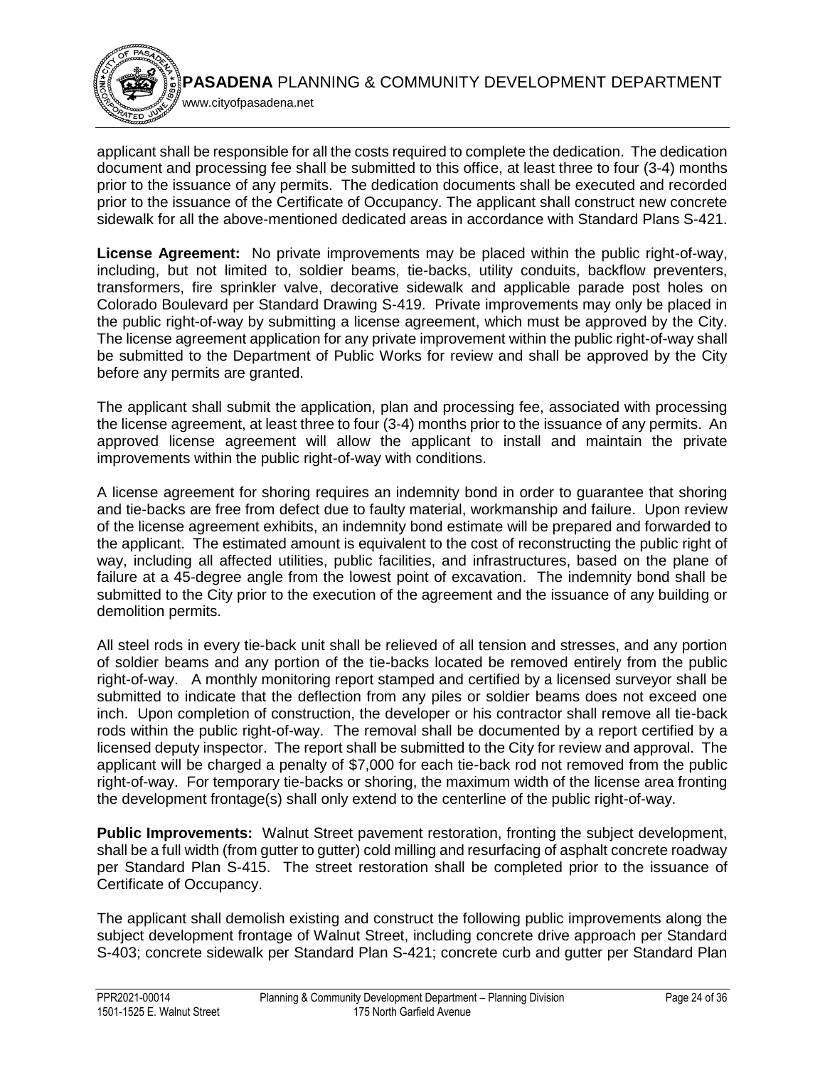applicant shall be responsible for all the costs required to complete the dedication. The dedication document and processing fee shall be submitted to this office, at least three to four (3-4) months prior to the issuance of any permits. The dedication documents shall be executed and recorded prior to the issuance of the Certificate of Occupancy. The applicant shall construct new concrete sidewalk for all the above-mentioned dedicated areas in accordance with Standard Plans S-421.

**License Agreement:** No private improvements may be placed within the public right-of-way, including, but not limited to, soldier beams, tie-backs, utility conduits, backflow preventers, transformers, fire sprinkler valve, decorative sidewalk and applicable parade post holes on Colorado Boulevard per Standard Drawing S-419. Private improvements may only be placed in the public right-of-way by submitting a license agreement, which must be approved by the City. The license agreement application for any private improvement within the public right-of-way shall be submitted to the Department of Public Works for review and shall be approved by the City before any permits are granted.

The applicant shall submit the application, plan and processing fee, associated with processing the license agreement, at least three to four (3-4) months prior to the issuance of any permits. An approved license agreement will allow the applicant to install and maintain the private improvements within the public right-of-way with conditions.

A license agreement for shoring requires an indemnity bond in order to guarantee that shoring and tie-backs are free from defect due to faulty material, workmanship and failure. Upon review of the license agreement exhibits, an indemnity bond estimate will be prepared and forwarded to the applicant. The estimated amount is equivalent to the cost of reconstructing the public right of way, including all affected utilities, public facilities, and infrastructures, based on the plane of failure at a 45-degree angle from the lowest point of excavation. The indemnity bond shall be submitted to the City prior to the execution of the agreement and the issuance of any building or demolition permits.

All steel rods in every tie-back unit shall be relieved of all tension and stresses, and any portion of soldier beams and any portion of the tie-backs located be removed entirely from the public right-of-way. A monthly monitoring report stamped and certified by a licensed surveyor shall be submitted to indicate that the deflection from any piles or soldier beams does not exceed one inch. Upon completion of construction, the developer or his contractor shall remove all tie-back rods within the public right-of-way. The removal shall be documented by a report certified by a licensed deputy inspector. The report shall be submitted to the City for review and approval. The applicant will be charged a penalty of $7,000 for each tie-back rod not removed from the public right-of-way. For temporary tie-backs or shoring, the maximum width of the license area fronting the development frontage(s) shall only extend to the centerline of the public right-of-way.

**Public Improvements:** Walnut Street pavement restoration, fronting the subject development, shall be a full width (from gutter to gutter) cold milling and resurfacing of asphalt concrete roadway per Standard Plan S-415. The street restoration shall be completed prior to the issuance of Certificate of Occupancy.

The applicant shall demolish existing and construct the following public improvements along the subject development frontage of Walnut Street, including concrete drive approach per Standard S-403; concrete sidewalk per Standard Plan S-421; concrete curb and gutter per Standard Plan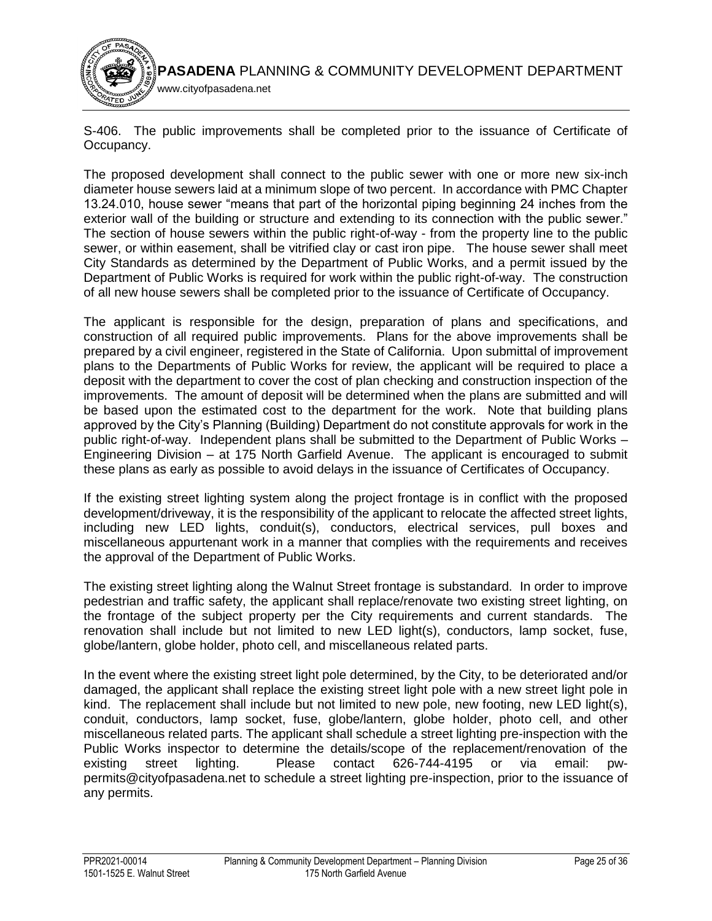S-406. The public improvements shall be completed prior to the issuance of Certificate of Occupancy.

The proposed development shall connect to the public sewer with one or more new six-inch diameter house sewers laid at a minimum slope of two percent. In accordance with PMC Chapter 13.24.010, house sewer "means that part of the horizontal piping beginning 24 inches from the exterior wall of the building or structure and extending to its connection with the public sewer." The section of house sewers within the public right-of-way - from the property line to the public sewer, or within easement, shall be vitrified clay or cast iron pipe. The house sewer shall meet City Standards as determined by the Department of Public Works, and a permit issued by the Department of Public Works is required for work within the public right-of-way. The construction of all new house sewers shall be completed prior to the issuance of Certificate of Occupancy.

The applicant is responsible for the design, preparation of plans and specifications, and construction of all required public improvements. Plans for the above improvements shall be prepared by a civil engineer, registered in the State of California. Upon submittal of improvement plans to the Departments of Public Works for review, the applicant will be required to place a deposit with the department to cover the cost of plan checking and construction inspection of the improvements. The amount of deposit will be determined when the plans are submitted and will be based upon the estimated cost to the department for the work. Note that building plans approved by the City's Planning (Building) Department do not constitute approvals for work in the public right-of-way. Independent plans shall be submitted to the Department of Public Works – Engineering Division – at 175 North Garfield Avenue. The applicant is encouraged to submit these plans as early as possible to avoid delays in the issuance of Certificates of Occupancy.

If the existing street lighting system along the project frontage is in conflict with the proposed development/driveway, it is the responsibility of the applicant to relocate the affected street lights, including new LED lights, conduit(s), conductors, electrical services, pull boxes and miscellaneous appurtenant work in a manner that complies with the requirements and receives the approval of the Department of Public Works.

The existing street lighting along the Walnut Street frontage is substandard. In order to improve pedestrian and traffic safety, the applicant shall replace/renovate two existing street lighting, on the frontage of the subject property per the City requirements and current standards. The renovation shall include but not limited to new LED light(s), conductors, lamp socket, fuse, globe/lantern, globe holder, photo cell, and miscellaneous related parts.

In the event where the existing street light pole determined, by the City, to be deteriorated and/or damaged, the applicant shall replace the existing street light pole with a new street light pole in kind. The replacement shall include but not limited to new pole, new footing, new LED light(s), conduit, conductors, lamp socket, fuse, globe/lantern, globe holder, photo cell, and other miscellaneous related parts. The applicant shall schedule a street lighting pre-inspection with the Public Works inspector to determine the details/scope of the replacement/renovation of the existing street lighting. Please contact 626-744-4195 or via email: pw-permits@cityofpasadena.net to schedule a street lighting pre-inspection, prior to the issuance of any permits.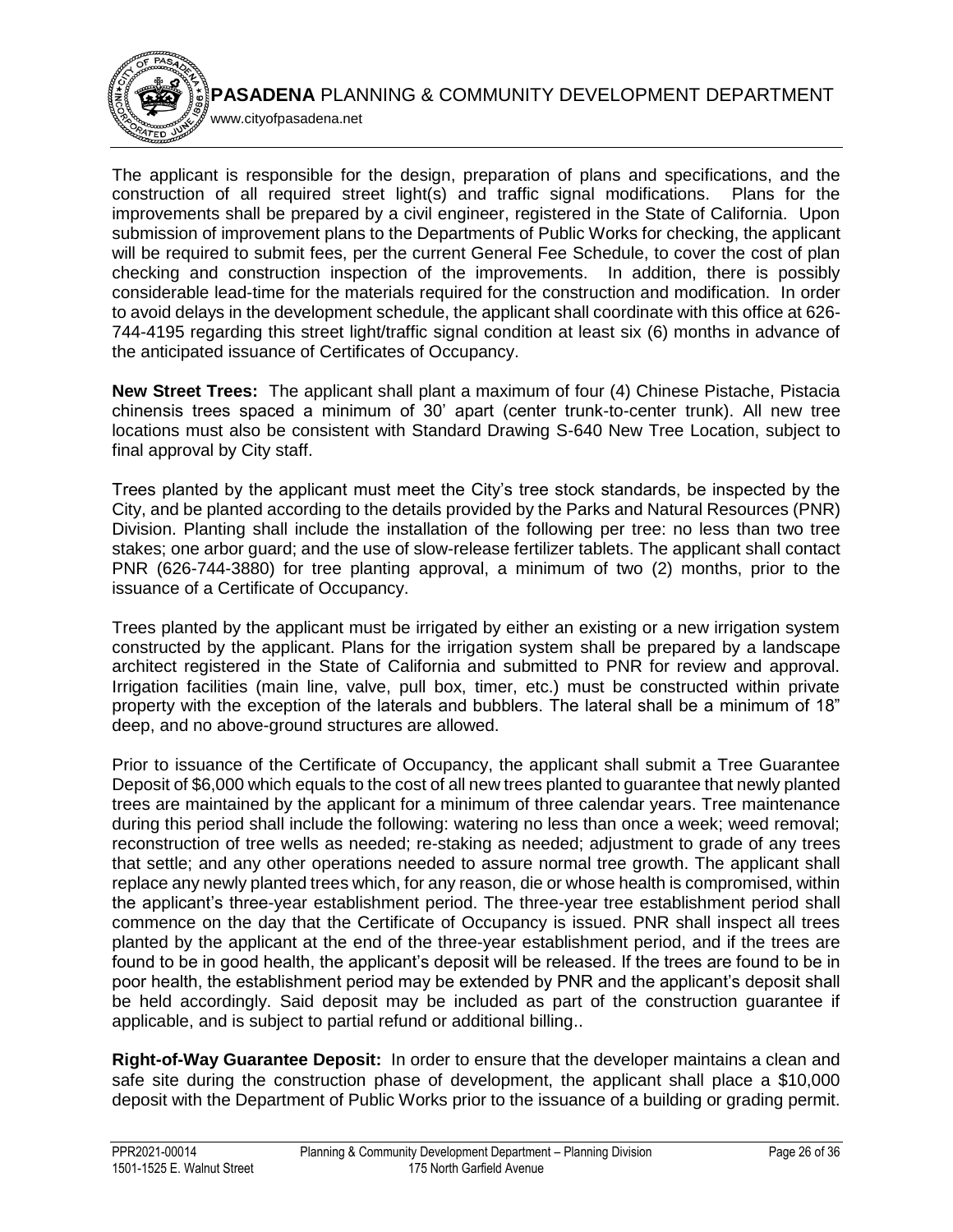The applicant is responsible for the design, preparation of plans and specifications, and the construction of all required street light(s) and traffic signal modifications. Plans for the improvements shall be prepared by a civil engineer, registered in the State of California. Upon submission of improvement plans to the Departments of Public Works for checking, the applicant will be required to submit fees, per the current General Fee Schedule, to cover the cost of plan checking and construction inspection of the improvements. In addition, there is possibly considerable lead-time for the materials required for the construction and modification. In order to avoid delays in the development schedule, the applicant shall coordinate with this office at 626-744-4195 regarding this street light/traffic signal condition at least six (6) months in advance of the anticipated issuance of Certificates of Occupancy.

**New Street Trees:** The applicant shall plant a maximum of four (4) Chinese Pistache, Pistacia chinensis trees spaced a minimum of 30' apart (center trunk-to-center trunk). All new tree locations must also be consistent with Standard Drawing S-640 New Tree Location, subject to final approval by City staff.

Trees planted by the applicant must meet the City's tree stock standards, be inspected by the City, and be planted according to the details provided by the Parks and Natural Resources (PNR) Division. Planting shall include the installation of the following per tree: no less than two tree stakes; one arbor guard; and the use of slow-release fertilizer tablets. The applicant shall contact PNR (626-744-3880) for tree planting approval, a minimum of two (2) months, prior to the issuance of a Certificate of Occupancy.

Trees planted by the applicant must be irrigated by either an existing or a new irrigation system constructed by the applicant. Plans for the irrigation system shall be prepared by a landscape architect registered in the State of California and submitted to PNR for review and approval. Irrigation facilities (main line, valve, pull box, timer, etc.) must be constructed within private property with the exception of the laterals and bubblers. The lateral shall be a minimum of 18" deep, and no above-ground structures are allowed.

Prior to issuance of the Certificate of Occupancy, the applicant shall submit a Tree Guarantee Deposit of $6,000 which equals to the cost of all new trees planted to guarantee that newly planted trees are maintained by the applicant for a minimum of three calendar years. Tree maintenance during this period shall include the following: watering no less than once a week; weed removal; reconstruction of tree wells as needed; re-staking as needed; adjustment to grade of any trees that settle; and any other operations needed to assure normal tree growth. The applicant shall replace any newly planted trees which, for any reason, die or whose health is compromised, within the applicant's three-year establishment period. The three-year tree establishment period shall commence on the day that the Certificate of Occupancy is issued. PNR shall inspect all trees planted by the applicant at the end of the three-year establishment period, and if the trees are found to be in good health, the applicant's deposit will be released. If the trees are found to be in poor health, the establishment period may be extended by PNR and the applicant's deposit shall be held accordingly. Said deposit may be included as part of the construction guarantee if applicable, and is subject to partial refund or additional billing..

**Right-of-Way Guarantee Deposit:** In order to ensure that the developer maintains a clean and safe site during the construction phase of development, the applicant shall place a $10,000 deposit with the Department of Public Works prior to the issuance of a building or grading permit.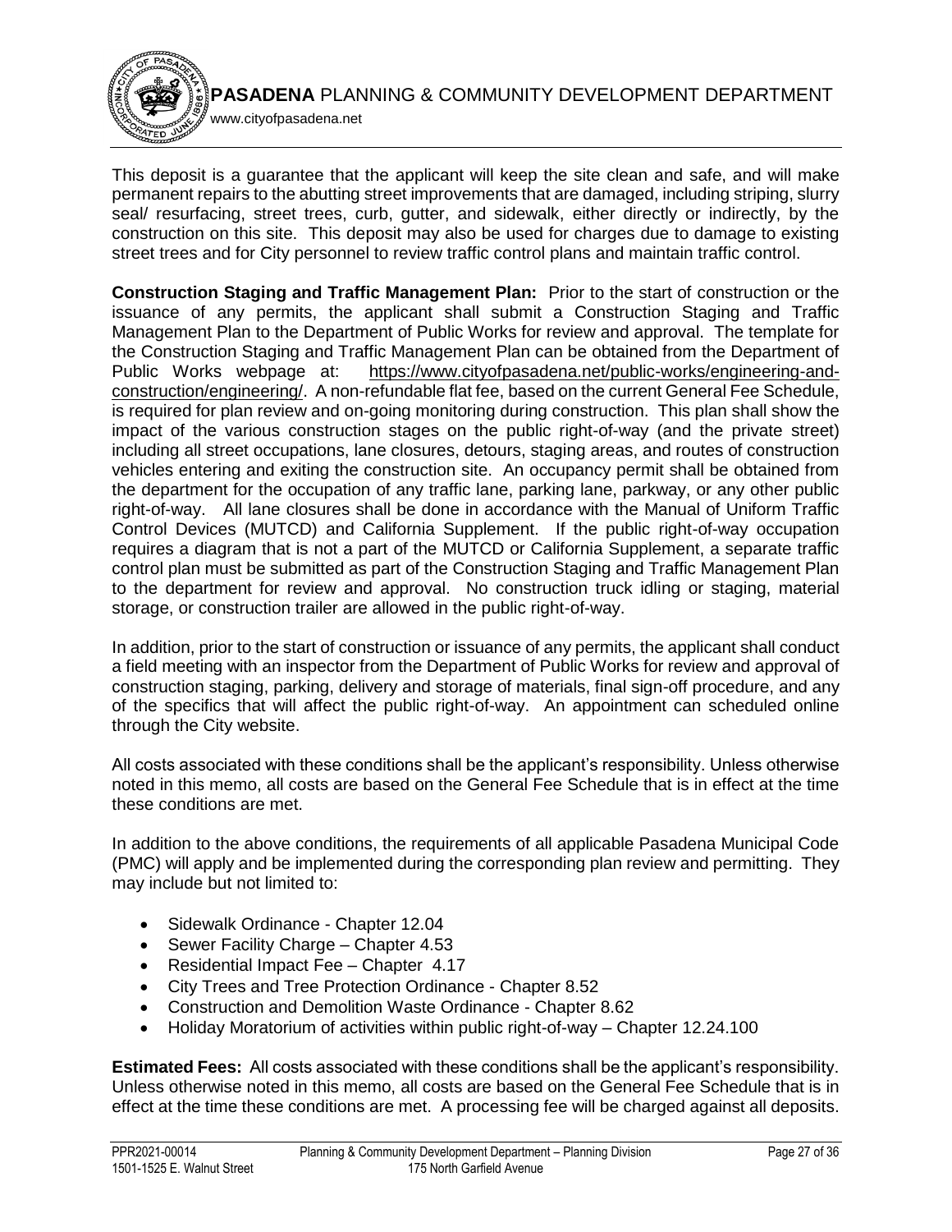This deposit is a guarantee that the applicant will keep the site clean and safe, and will make permanent repairs to the abutting street improvements that are damaged, including striping, slurry seal/ resurfacing, street trees, curb, gutter, and sidewalk, either directly or indirectly, by the construction on this site. This deposit may also be used for charges due to damage to existing street trees and for City personnel to review traffic control plans and maintain traffic control.

**Construction Staging and Traffic Management Plan:** Prior to the start of construction or the issuance of any permits, the applicant shall submit a Construction Staging and Traffic Management Plan to the Department of Public Works for review and approval. The template for the Construction Staging and Traffic Management Plan can be obtained from the Department of Public Works webpage at: https://www.cityofpasadena.net/public-works/engineering-and-construction/engineering/. A non-refundable flat fee, based on the current General Fee Schedule, is required for plan review and on-going monitoring during construction. This plan shall show the impact of the various construction stages on the public right-of-way (and the private street) including all street occupations, lane closures, detours, staging areas, and routes of construction vehicles entering and exiting the construction site. An occupancy permit shall be obtained from the department for the occupation of any traffic lane, parking lane, parkway, or any other public right-of-way. All lane closures shall be done in accordance with the Manual of Uniform Traffic Control Devices (MUTCD) and California Supplement. If the public right-of-way occupation requires a diagram that is not a part of the MUTCD or California Supplement, a separate traffic control plan must be submitted as part of the Construction Staging and Traffic Management Plan to the department for review and approval. No construction truck idling or staging, material storage, or construction trailer are allowed in the public right-of-way.

In addition, prior to the start of construction or issuance of any permits, the applicant shall conduct a field meeting with an inspector from the Department of Public Works for review and approval of construction staging, parking, delivery and storage of materials, final sign-off procedure, and any of the specifics that will affect the public right-of-way. An appointment can scheduled online through the City website.

All costs associated with these conditions shall be the applicant's responsibility. Unless otherwise noted in this memo, all costs are based on the General Fee Schedule that is in effect at the time these conditions are met.

In addition to the above conditions, the requirements of all applicable Pasadena Municipal Code (PMC) will apply and be implemented during the corresponding plan review and permitting. They may include but not limited to:

- Sidewalk Ordinance - Chapter 12.04
- Sewer Facility Charge – Chapter 4.53
- Residential Impact Fee – Chapter 4.17
- City Trees and Tree Protection Ordinance - Chapter 8.52
- Construction and Demolition Waste Ordinance - Chapter 8.62
- Holiday Moratorium of activities within public right-of-way – Chapter 12.24.100

**Estimated Fees:** All costs associated with these conditions shall be the applicant's responsibility. Unless otherwise noted in this memo, all costs are based on the General Fee Schedule that is in effect at the time these conditions are met. A processing fee will be charged against all deposits.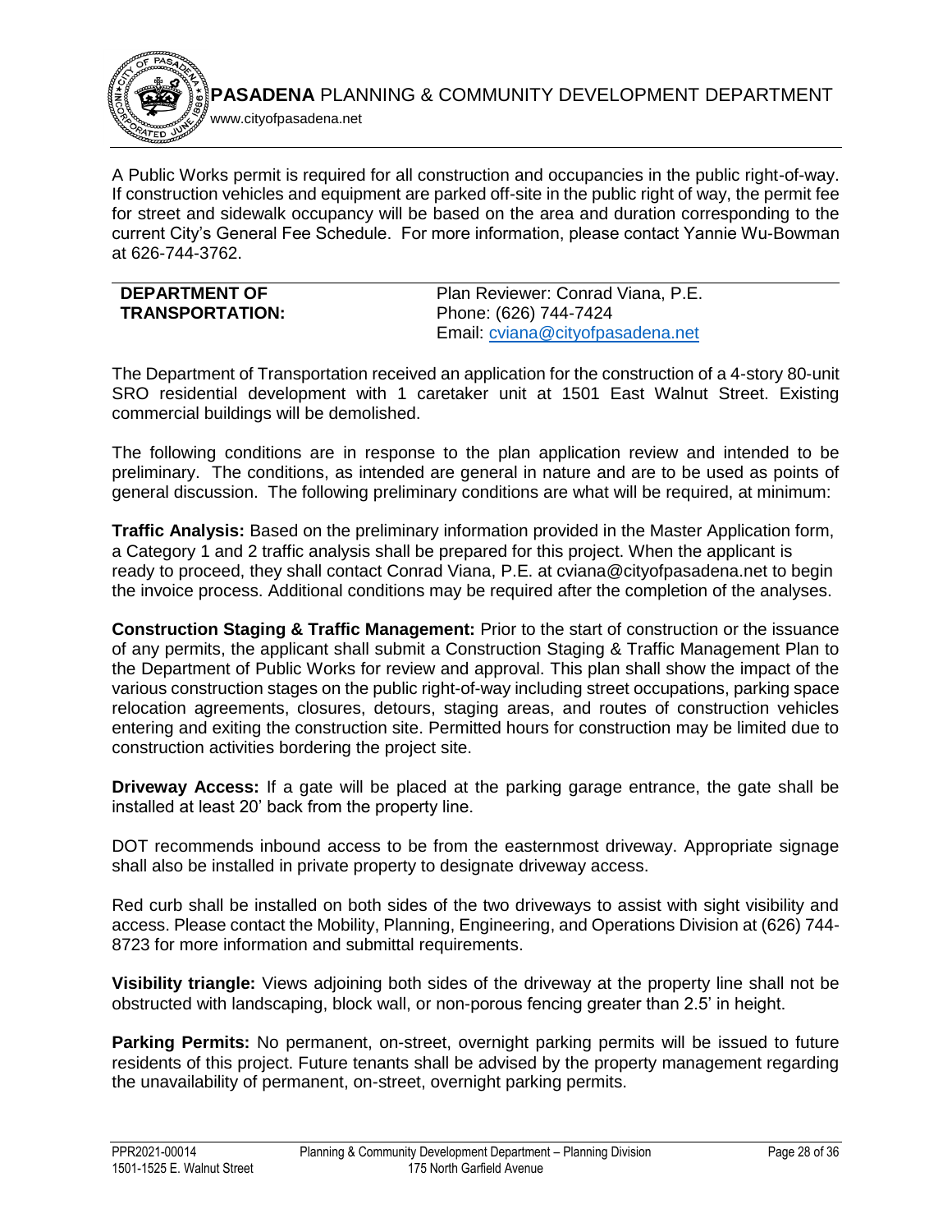A Public Works permit is required for all construction and occupancies in the public right-of-way. If construction vehicles and equipment are parked off-site in the public right of way, the permit fee for street and sidewalk occupancy will be based on the area and duration corresponding to the current City's General Fee Schedule. For more information, please contact Yannie Wu-Bowman at 626-744-3762.

| **DEPARTMENT OF TRANSPORTATION:** | Plan Reviewer: Conrad Viana, P.E.<br>Phone: (626) 744-7424<br>Email: cviana@cityofpasadena.net |
|---|---|

The Department of Transportation received an application for the construction of a 4-story 80-unit SRO residential development with 1 caretaker unit at 1501 East Walnut Street. Existing commercial buildings will be demolished.

The following conditions are in response to the plan application review and intended to be preliminary. The conditions, as intended are general in nature and are to be used as points of general discussion. The following preliminary conditions are what will be required, at minimum:

**Traffic Analysis:** Based on the preliminary information provided in the Master Application form, a Category 1 and 2 traffic analysis shall be prepared for this project. When the applicant is ready to proceed, they shall contact Conrad Viana, P.E. at cviana@cityofpasadena.net to begin the invoice process. Additional conditions may be required after the completion of the analyses.

**Construction Staging & Traffic Management:** Prior to the start of construction or the issuance of any permits, the applicant shall submit a Construction Staging & Traffic Management Plan to the Department of Public Works for review and approval. This plan shall show the impact of the various construction stages on the public right-of-way including street occupations, parking space relocation agreements, closures, detours, staging areas, and routes of construction vehicles entering and exiting the construction site. Permitted hours for construction may be limited due to construction activities bordering the project site.

**Driveway Access:** If a gate will be placed at the parking garage entrance, the gate shall be installed at least 20' back from the property line.

DOT recommends inbound access to be from the easternmost driveway. Appropriate signage shall also be installed in private property to designate driveway access.

Red curb shall be installed on both sides of the two driveways to assist with sight visibility and access. Please contact the Mobility, Planning, Engineering, and Operations Division at (626) 744-8723 for more information and submittal requirements.

**Visibility triangle:** Views adjoining both sides of the driveway at the property line shall not be obstructed with landscaping, block wall, or non-porous fencing greater than 2.5' in height.

**Parking Permits:** No permanent, on-street, overnight parking permits will be issued to future residents of this project. Future tenants shall be advised by the property management regarding the unavailability of permanent, on-street, overnight parking permits.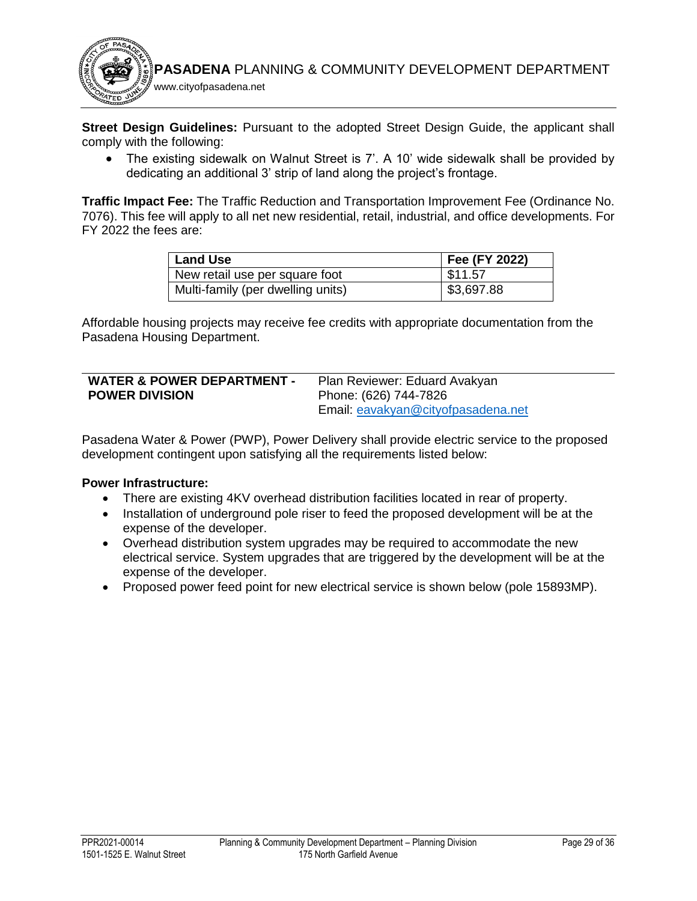**Street Design Guidelines:** Pursuant to the adopted Street Design Guide, the applicant shall comply with the following:

- The existing sidewalk on Walnut Street is 7'. A 10' wide sidewalk shall be provided by dedicating an additional 3' strip of land along the project's frontage.

**Traffic Impact Fee:** The Traffic Reduction and Transportation Improvement Fee (Ordinance No. 7076). This fee will apply to all net new residential, retail, industrial, and office developments. For FY 2022 the fees are:

| Land Use | Fee (FY 2022) |
|---|---|
| New retail use per square foot | $11.57 |
| Multi-family (per dwelling units) | $3,697.88 |

Affordable housing projects may receive fee credits with appropriate documentation from the Pasadena Housing Department.

| **WATER & POWER DEPARTMENT - POWER DIVISION** | Plan Reviewer: Eduard Avakyan<br>Phone: (626) 744-7826<br>Email: eavakyan@cityofpasadena.net |
|---|---|

Pasadena Water & Power (PWP), Power Delivery shall provide electric service to the proposed development contingent upon satisfying all the requirements listed below:

**Power Infrastructure:**

- There are existing 4KV overhead distribution facilities located in rear of property.
- Installation of underground pole riser to feed the proposed development will be at the expense of the developer.
- Overhead distribution system upgrades may be required to accommodate the new electrical service. System upgrades that are triggered by the development will be at the expense of the developer.
- Proposed power feed point for new electrical service is shown below (pole 15893MP).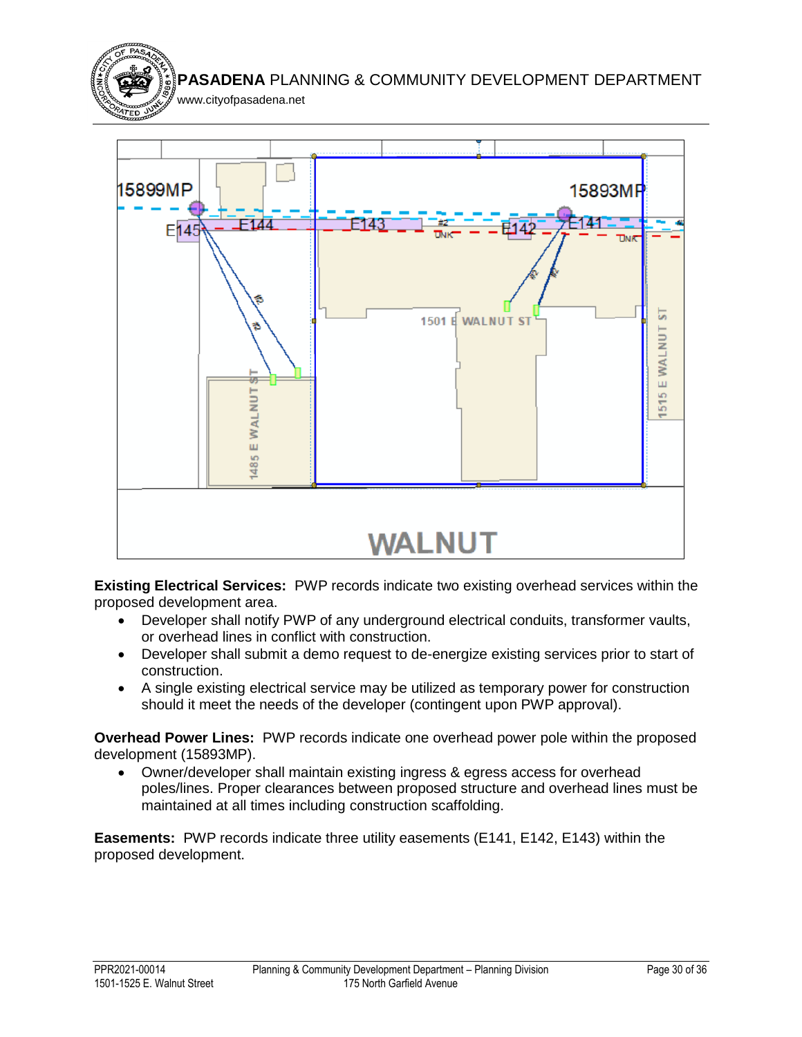**Existing Electrical Services:** PWP records indicate two existing overhead services within the proposed development area.

- Developer shall notify PWP of any underground electrical conduits, transformer vaults, or overhead lines in conflict with construction.
- Developer shall submit a demo request to de-energize existing services prior to start of construction.
- A single existing electrical service may be utilized as temporary power for construction should it meet the needs of the developer (contingent upon PWP approval).

**Overhead Power Lines:** PWP records indicate one overhead power pole within the proposed development (15893MP).

- Owner/developer shall maintain existing ingress & egress access for overhead poles/lines. Proper clearances between proposed structure and overhead lines must be maintained at all times including construction scaffolding.

**Easements:** PWP records indicate three utility easements (E141, E142, E143) within the proposed development.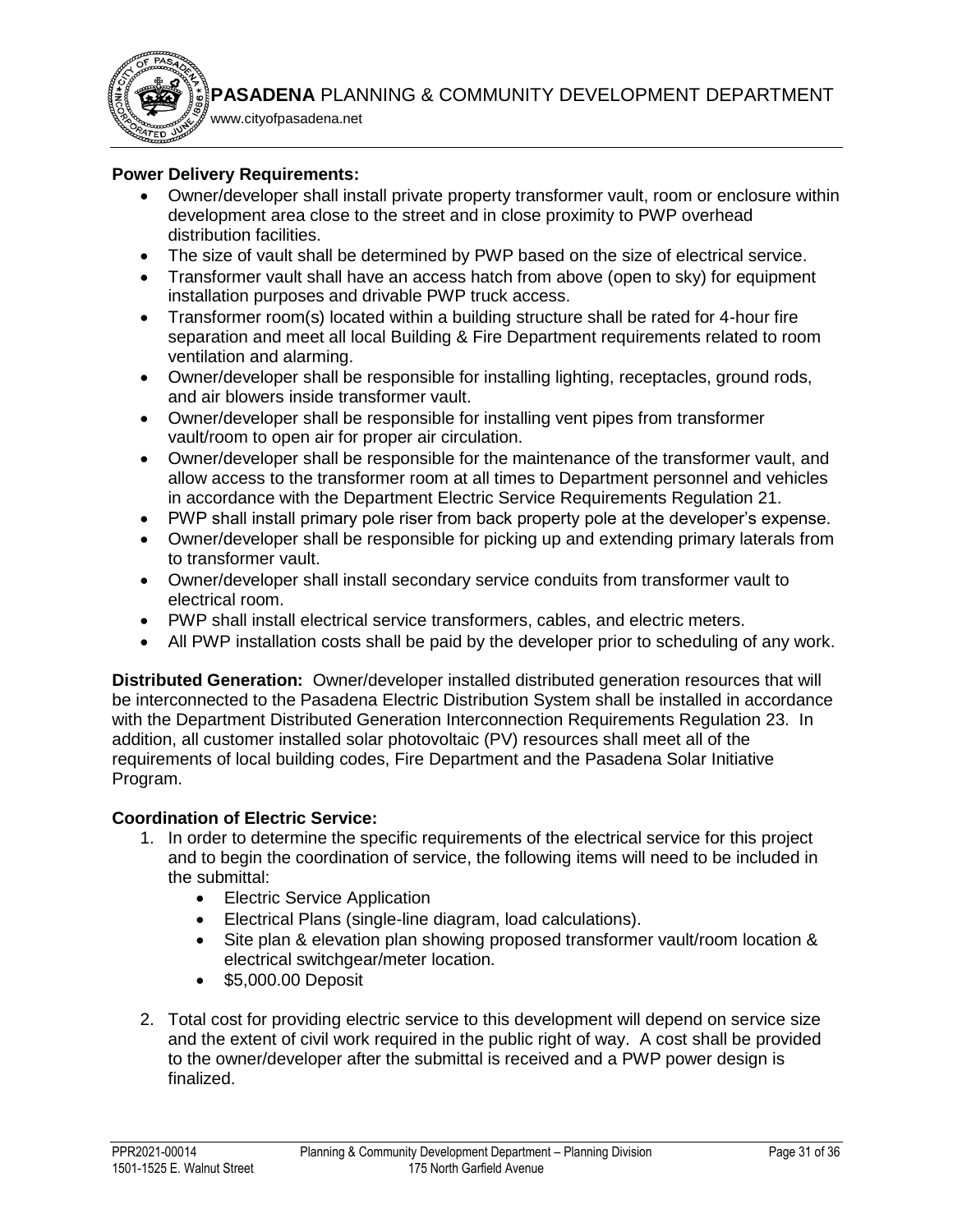**Power Delivery Requirements:**

- Owner/developer shall install private property transformer vault, room or enclosure within development area close to the street and in close proximity to PWP overhead distribution facilities.
- The size of vault shall be determined by PWP based on the size of electrical service.
- Transformer vault shall have an access hatch from above (open to sky) for equipment installation purposes and drivable PWP truck access.
- Transformer room(s) located within a building structure shall be rated for 4-hour fire separation and meet all local Building & Fire Department requirements related to room ventilation and alarming.
- Owner/developer shall be responsible for installing lighting, receptacles, ground rods, and air blowers inside transformer vault.
- Owner/developer shall be responsible for installing vent pipes from transformer vault/room to open air for proper air circulation.
- Owner/developer shall be responsible for the maintenance of the transformer vault, and allow access to the transformer room at all times to Department personnel and vehicles in accordance with the Department Electric Service Requirements Regulation 21.
- PWP shall install primary pole riser from back property pole at the developer's expense.
- Owner/developer shall be responsible for picking up and extending primary laterals from to transformer vault.
- Owner/developer shall install secondary service conduits from transformer vault to electrical room.
- PWP shall install electrical service transformers, cables, and electric meters.
- All PWP installation costs shall be paid by the developer prior to scheduling of any work.

**Distributed Generation:** Owner/developer installed distributed generation resources that will be interconnected to the Pasadena Electric Distribution System shall be installed in accordance with the Department Distributed Generation Interconnection Requirements Regulation 23. In addition, all customer installed solar photovoltaic (PV) resources shall meet all of the requirements of local building codes, Fire Department and the Pasadena Solar Initiative Program.

**Coordination of Electric Service:**

1. In order to determine the specific requirements of the electrical service for this project and to begin the coordination of service, the following items will need to be included in the submittal:
   - Electric Service Application
   - Electrical Plans (single-line diagram, load calculations).
   - Site plan & elevation plan showing proposed transformer vault/room location & electrical switchgear/meter location.
   - $5,000.00 Deposit

2. Total cost for providing electric service to this development will depend on service size and the extent of civil work required in the public right of way. A cost shall be provided to the owner/developer after the submittal is received and a PWP power design is finalized.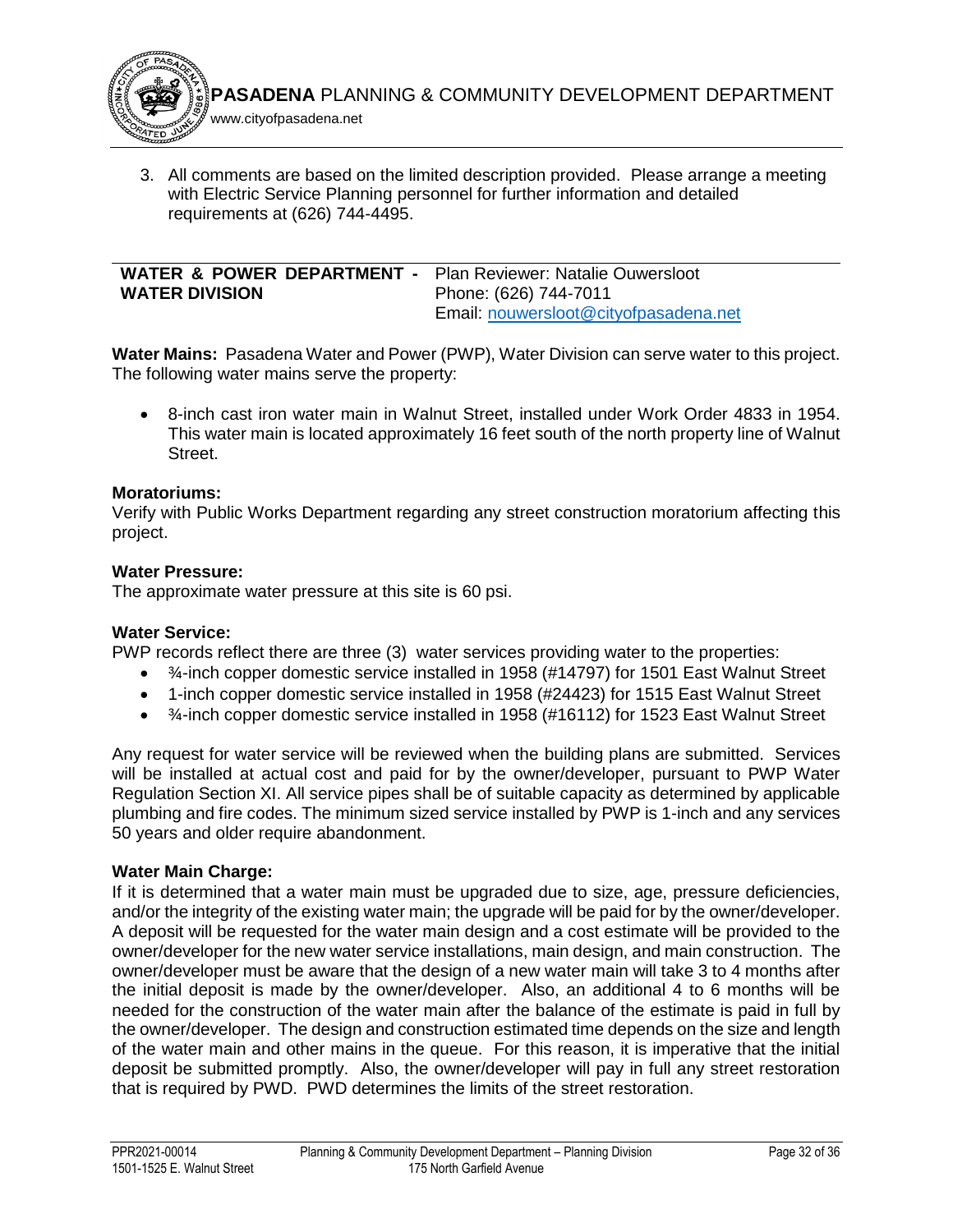3. All comments are based on the limited description provided. Please arrange a meeting with Electric Service Planning personnel for further information and detailed requirements at (626) 744-4495.

| **WATER & POWER DEPARTMENT - WATER DIVISION** | Plan Reviewer: Natalie Ouwersloot<br>Phone: (626) 744-7011<br>Email: nouwersloot@cityofpasadena.net |
|---|---|

**Water Mains:** Pasadena Water and Power (PWP), Water Division can serve water to this project. The following water mains serve the property:

- 8-inch cast iron water main in Walnut Street, installed under Work Order 4833 in 1954. This water main is located approximately 16 feet south of the north property line of Walnut Street.

**Moratoriums:**
Verify with Public Works Department regarding any street construction moratorium affecting this project.

**Water Pressure:**
The approximate water pressure at this site is 60 psi.

**Water Service:**
PWP records reflect there are three (3) water services providing water to the properties:

- ¾-inch copper domestic service installed in 1958 (#14797) for 1501 East Walnut Street
- 1-inch copper domestic service installed in 1958 (#24423) for 1515 East Walnut Street
- ¾-inch copper domestic service installed in 1958 (#16112) for 1523 East Walnut Street

Any request for water service will be reviewed when the building plans are submitted. Services will be installed at actual cost and paid for by the owner/developer, pursuant to PWP Water Regulation Section XI. All service pipes shall be of suitable capacity as determined by applicable plumbing and fire codes. The minimum sized service installed by PWP is 1-inch and any services 50 years and older require abandonment.

**Water Main Charge:**
If it is determined that a water main must be upgraded due to size, age, pressure deficiencies, and/or the integrity of the existing water main; the upgrade will be paid for by the owner/developer. A deposit will be requested for the water main design and a cost estimate will be provided to the owner/developer for the new water service installations, main design, and main construction. The owner/developer must be aware that the design of a new water main will take 3 to 4 months after the initial deposit is made by the owner/developer. Also, an additional 4 to 6 months will be needed for the construction of the water main after the balance of the estimate is paid in full by the owner/developer. The design and construction estimated time depends on the size and length of the water main and other mains in the queue. For this reason, it is imperative that the initial deposit be submitted promptly. Also, the owner/developer will pay in full any street restoration that is required by PWD. PWD determines the limits of the street restoration.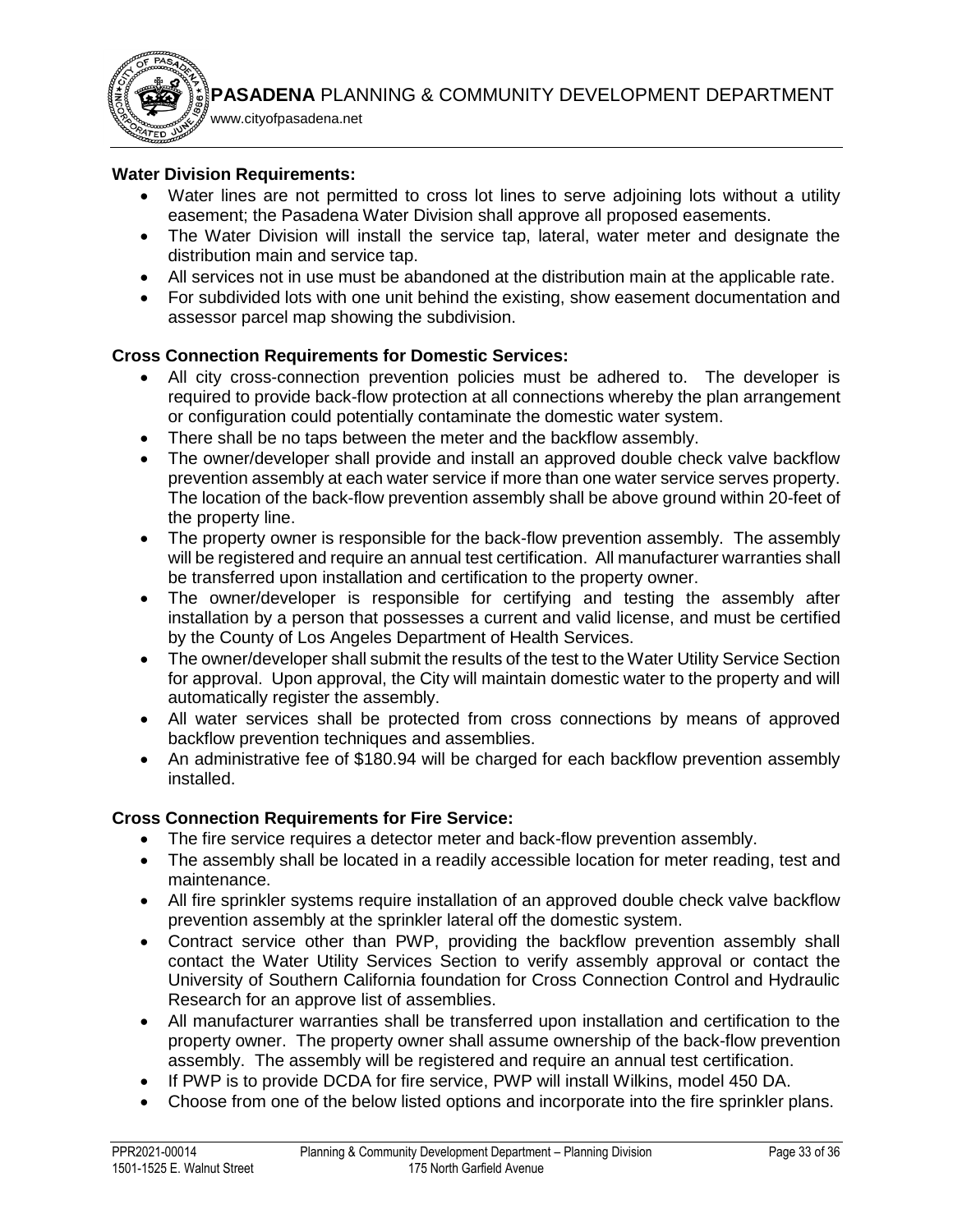**Water Division Requirements:**

- Water lines are not permitted to cross lot lines to serve adjoining lots without a utility easement; the Pasadena Water Division shall approve all proposed easements.
- The Water Division will install the service tap, lateral, water meter and designate the distribution main and service tap.
- All services not in use must be abandoned at the distribution main at the applicable rate.
- For subdivided lots with one unit behind the existing, show easement documentation and assessor parcel map showing the subdivision.

**Cross Connection Requirements for Domestic Services:**

- All city cross-connection prevention policies must be adhered to. The developer is required to provide back-flow protection at all connections whereby the plan arrangement or configuration could potentially contaminate the domestic water system.
- There shall be no taps between the meter and the backflow assembly.
- The owner/developer shall provide and install an approved double check valve backflow prevention assembly at each water service if more than one water service serves property. The location of the back-flow prevention assembly shall be above ground within 20-feet of the property line.
- The property owner is responsible for the back-flow prevention assembly. The assembly will be registered and require an annual test certification. All manufacturer warranties shall be transferred upon installation and certification to the property owner.
- The owner/developer is responsible for certifying and testing the assembly after installation by a person that possesses a current and valid license, and must be certified by the County of Los Angeles Department of Health Services.
- The owner/developer shall submit the results of the test to the Water Utility Service Section for approval. Upon approval, the City will maintain domestic water to the property and will automatically register the assembly.
- All water services shall be protected from cross connections by means of approved backflow prevention techniques and assemblies.
- An administrative fee of $180.94 will be charged for each backflow prevention assembly installed.

**Cross Connection Requirements for Fire Service:**

- The fire service requires a detector meter and back-flow prevention assembly.
- The assembly shall be located in a readily accessible location for meter reading, test and maintenance.
- All fire sprinkler systems require installation of an approved double check valve backflow prevention assembly at the sprinkler lateral off the domestic system.
- Contract service other than PWP, providing the backflow prevention assembly shall contact the Water Utility Services Section to verify assembly approval or contact the University of Southern California foundation for Cross Connection Control and Hydraulic Research for an approve list of assemblies.
- All manufacturer warranties shall be transferred upon installation and certification to the property owner. The property owner shall assume ownership of the back-flow prevention assembly. The assembly will be registered and require an annual test certification.
- If PWP is to provide DCDA for fire service, PWP will install Wilkins, model 450 DA.
- Choose from one of the below listed options and incorporate into the fire sprinkler plans.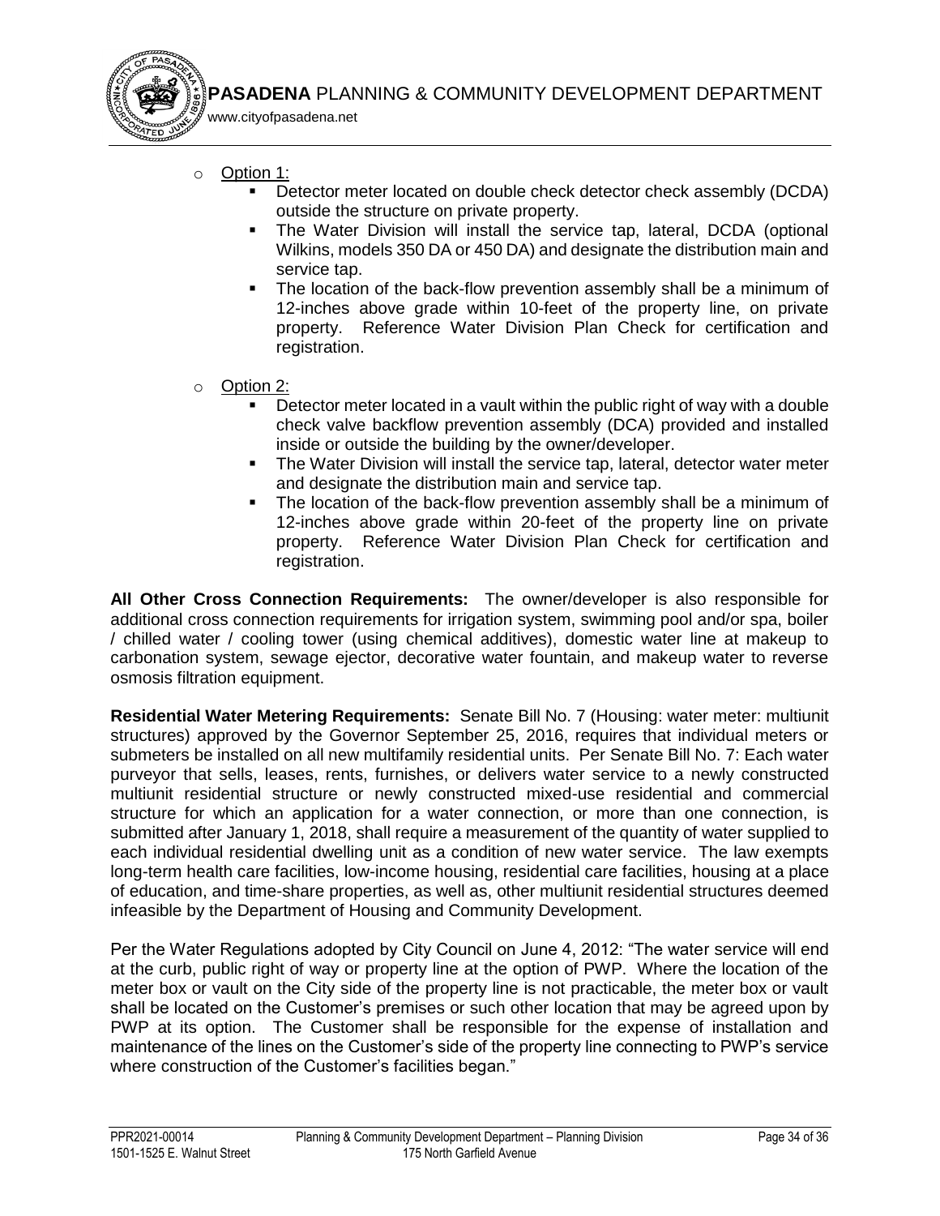- Option 1:
  - Detector meter located on double check detector check assembly (DCDA) outside the structure on private property.
  - The Water Division will install the service tap, lateral, DCDA (optional Wilkins, models 350 DA or 450 DA) and designate the distribution main and service tap.
  - The location of the back-flow prevention assembly shall be a minimum of 12-inches above grade within 10-feet of the property line, on private property. Reference Water Division Plan Check for certification and registration.

- Option 2:
  - Detector meter located in a vault within the public right of way with a double check valve backflow prevention assembly (DCA) provided and installed inside or outside the building by the owner/developer.
  - The Water Division will install the service tap, lateral, detector water meter and designate the distribution main and service tap.
  - The location of the back-flow prevention assembly shall be a minimum of 12-inches above grade within 20-feet of the property line on private property. Reference Water Division Plan Check for certification and registration.

**All Other Cross Connection Requirements:** The owner/developer is also responsible for additional cross connection requirements for irrigation system, swimming pool and/or spa, boiler / chilled water / cooling tower (using chemical additives), domestic water line at makeup to carbonation system, sewage ejector, decorative water fountain, and makeup water to reverse osmosis filtration equipment.

**Residential Water Metering Requirements:** Senate Bill No. 7 (Housing: water meter: multiunit structures) approved by the Governor September 25, 2016, requires that individual meters or submeters be installed on all new multifamily residential units. Per Senate Bill No. 7: Each water purveyor that sells, leases, rents, furnishes, or delivers water service to a newly constructed multiunit residential structure or newly constructed mixed-use residential and commercial structure for which an application for a water connection, or more than one connection, is submitted after January 1, 2018, shall require a measurement of the quantity of water supplied to each individual residential dwelling unit as a condition of new water service. The law exempts long-term health care facilities, low-income housing, residential care facilities, housing at a place of education, and time-share properties, as well as, other multiunit residential structures deemed infeasible by the Department of Housing and Community Development.

Per the Water Regulations adopted by City Council on June 4, 2012: "The water service will end at the curb, public right of way or property line at the option of PWP. Where the location of the meter box or vault on the City side of the property line is not practicable, the meter box or vault shall be located on the Customer's premises or such other location that may be agreed upon by PWP at its option. The Customer shall be responsible for the expense of installation and maintenance of the lines on the Customer's side of the property line connecting to PWP's service where construction of the Customer's facilities began."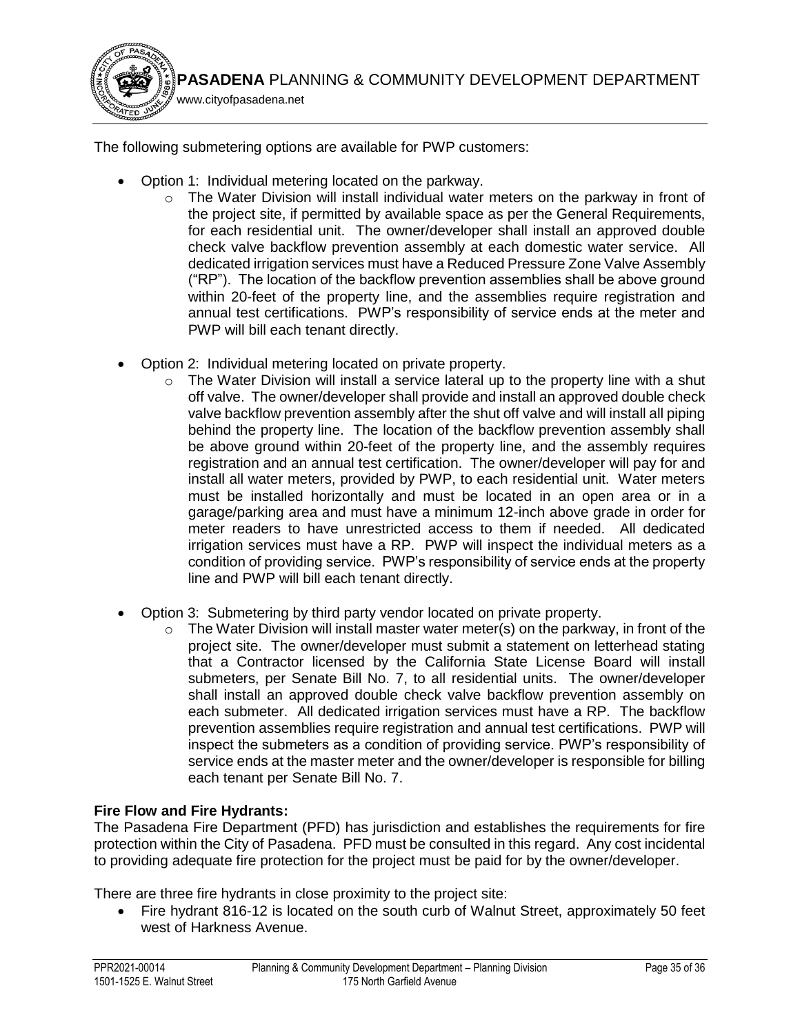The following submetering options are available for PWP customers:

- Option 1: Individual metering located on the parkway.
  - The Water Division will install individual water meters on the parkway in front of the project site, if permitted by available space as per the General Requirements, for each residential unit. The owner/developer shall install an approved double check valve backflow prevention assembly at each domestic water service. All dedicated irrigation services must have a Reduced Pressure Zone Valve Assembly ("RP"). The location of the backflow prevention assemblies shall be above ground within 20-feet of the property line, and the assemblies require registration and annual test certifications. PWP's responsibility of service ends at the meter and PWP will bill each tenant directly.

- Option 2: Individual metering located on private property.
  - The Water Division will install a service lateral up to the property line with a shut off valve. The owner/developer shall provide and install an approved double check valve backflow prevention assembly after the shut off valve and will install all piping behind the property line. The location of the backflow prevention assembly shall be above ground within 20-feet of the property line, and the assembly requires registration and an annual test certification. The owner/developer will pay for and install all water meters, provided by PWP, to each residential unit. Water meters must be installed horizontally and must be located in an open area or in a garage/parking area and must have a minimum 12-inch above grade in order for meter readers to have unrestricted access to them if needed. All dedicated irrigation services must have a RP. PWP will inspect the individual meters as a condition of providing service. PWP's responsibility of service ends at the property line and PWP will bill each tenant directly.

- Option 3: Submetering by third party vendor located on private property.
  - The Water Division will install master water meter(s) on the parkway, in front of the project site. The owner/developer must submit a statement on letterhead stating that a Contractor licensed by the California State License Board will install submeters, per Senate Bill No. 7, to all residential units. The owner/developer shall install an approved double check valve backflow prevention assembly on each submeter. All dedicated irrigation services must have a RP. The backflow prevention assemblies require registration and annual test certifications. PWP will inspect the submeters as a condition of providing service. PWP's responsibility of service ends at the master meter and the owner/developer is responsible for billing each tenant per Senate Bill No. 7.

**Fire Flow and Fire Hydrants:**
The Pasadena Fire Department (PFD) has jurisdiction and establishes the requirements for fire protection within the City of Pasadena. PFD must be consulted in this regard. Any cost incidental to providing adequate fire protection for the project must be paid for by the owner/developer.

There are three fire hydrants in close proximity to the project site:

- Fire hydrant 816-12 is located on the south curb of Walnut Street, approximately 50 feet west of Harkness Avenue.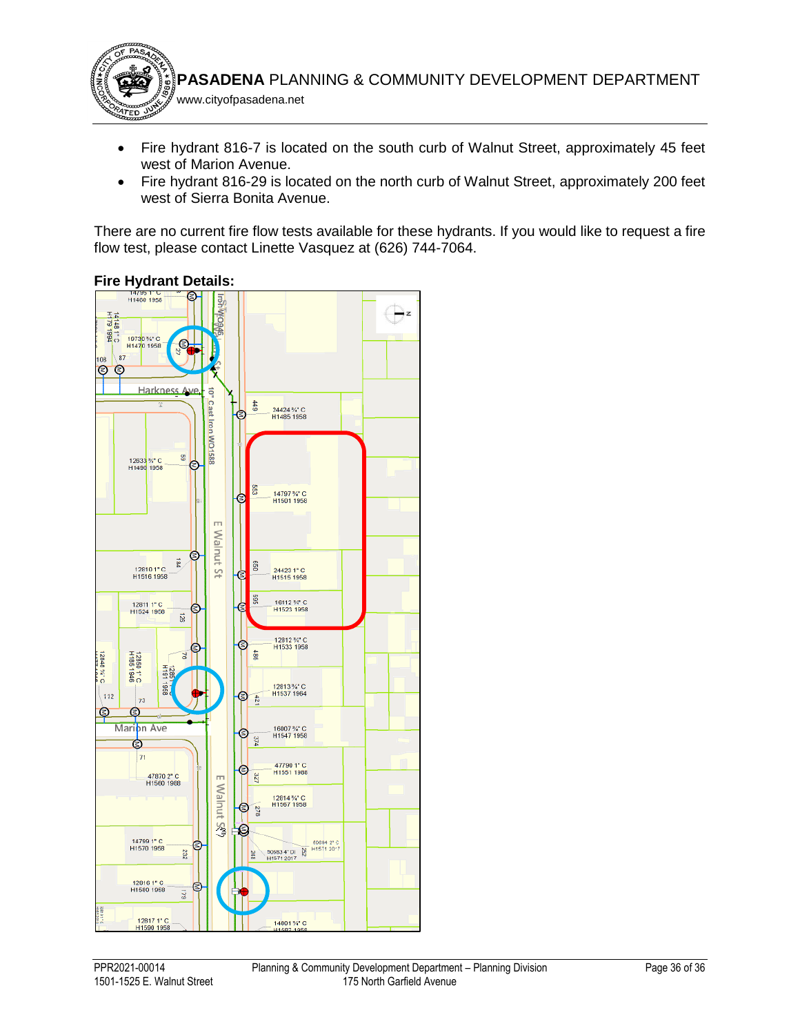- Fire hydrant 816-7 is located on the south curb of Walnut Street, approximately 45 feet west of Marion Avenue.
- Fire hydrant 816-29 is located on the north curb of Walnut Street, approximately 200 feet west of Sierra Bonita Avenue.

There are no current fire flow tests available for these hydrants. If you would like to request a fire flow test, please contact Linette Vasquez at (626) 744-7064.

**Fire Hydrant Details:**